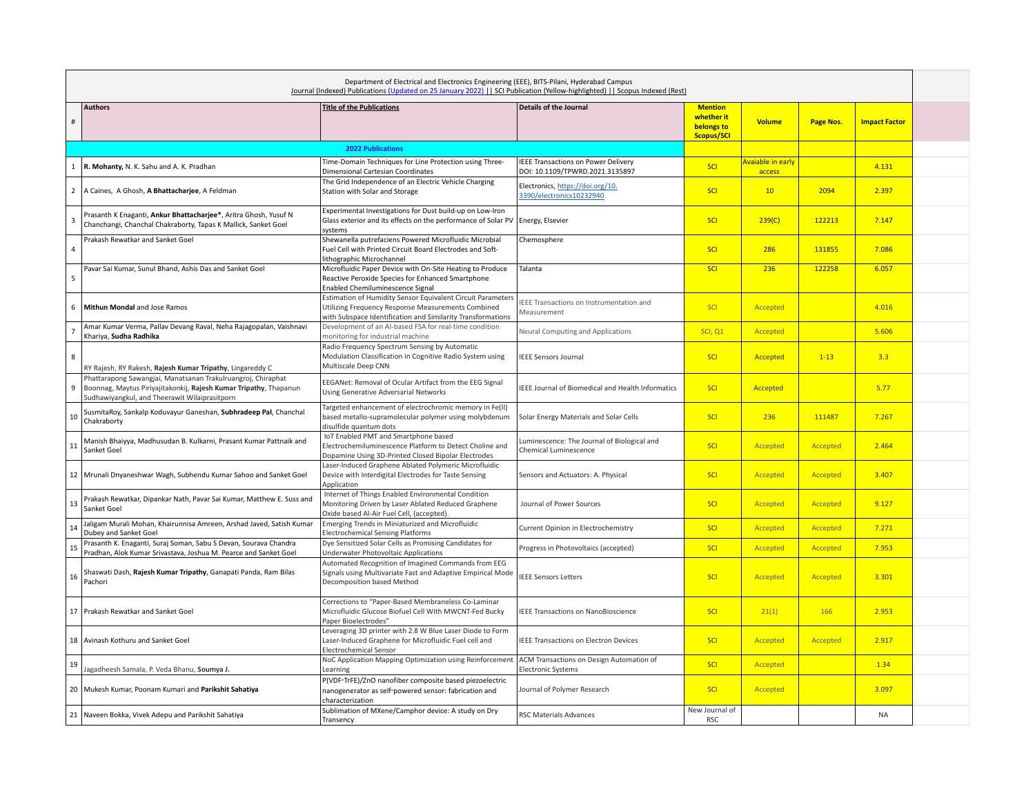Department of Electrical and Electronics Engineering (EEE), BITS-Pilani, Hyderabad Campus

Journal (Indexed) Publications (Updated on 25 January 2022) || SCI Publication (Yellow-highlighted) || Scopus Indexed (Rest)

| # | Authors | Title of the Publications | Details of the Journal | Mention whether it belongs to Scopus/SCI | Volume | Page Nos. | Impact Factor |
|---|---|---|---|---|---|---|---|
| | | **2022 Publications** | | | | | |
| 1 | **R. Mohanty,** N. K. Sahu and A. K. Pradhan | Time-Domain Techniques for Line Protection using Three-Dimensional Cartesian Coordinates | IEEE Transactions on Power Delivery DOI: 10.1109/TPWRD.2021.3135897 | SCI | Avaiable in early access | | 4.131 |
| 2 | A Caines, A Ghosh, **A Bhattacharjee**, A Feldman | The Grid Independence of an Electric Vehicle Charging Station with Solar and Storage | Electronics, https://doi.org/10.3390/electronics10232940 | SCI | 10 | 2094 | 2.397 |
| 3 | Prasanth K Enaganti, **Ankur Bhattacharjee***, Aritra Ghosh, Yusuf N Chanchangi, Chanchal Chakraborty, Tapas K Mallick, Sanket Goel | Experimental Investigations for Dust build-up on Low-Iron Glass exterior and its effects on the performance of Solar PV systems | Energy, Elsevier | SCI | 239(C) | 122213 | 7.147 |
| 4 | Prakash Rewatkar and Sanket Goel | Shewanella putrefaciens Powered Microfluidic Microbial Fuel Cell with Printed Circuit Board Electrodes and Soft-lithographic Microchannel | Chemosphere | SCI | 286 | 131855 | 7.086 |
| 5 | Pavar Sai Kumar, Sunul Bhand, Ashis Das and Sanket Goel | Microfluidic Paper Device with On-Site Heating to Produce Reactive Peroxide Species for Enhanced Smartphone Enabled Chemiluminescence Signal | Talanta | SCI | 236 | 122258 | 6.057 |
| 6 | **Mithun Mondal** and Jose Ramos | Estimation of Humidity Sensor Equivalent Circuit Parameters Utilizing Frequency Response Measurements Combined with Subspace Identification and Similarity Transformations | IEEE Transactions on Instrumentation and Measurement | SCI | Accepted | | 4.016 |
| 7 | Amar Kumar Verma, Pallav Devang Raval, Neha Rajagopalan, Vaishnavi Khariya, **Sudha Radhika** | Development of an AI-based FSA for real-time condition monitoring for industrial machine | Neural Computing and Applications | SCI, Q1 | Accepted | | 5.606 |
| 8 | RY Rajesh, RY Rakesh, **Rajesh Kumar Tripathy**, Lingareddy C | Radio Frequency Spectrum Sensing by Automatic Modulation Classification in Cognitive Radio System using Multiscale Deep CNN | IEEE Sensors Journal | SCI | Accepted | 1-13 | 3.3 |
| 9 | Phattarapong Sawangjai, Manatsanan Trakulruangroj, Chiraphat Boonnag, Maytus Piriyajitakonkij, **Rajesh Kumar Tripathy**, Thapanun Sudhawiyangkul, and Theerawit Wilaiprasitporn | EEGANet: Removal of Ocular Artifact from the EEG Signal Using Generative Adversarial Networks | IEEE Journal of Biomedical and Health Informatics | SCI | Accepted | | 5.77 |
| 10 | SusmitaRoy, Sankalp Koduvayur Ganeshan, **Subhradeep Pal**, Chanchal Chakraborty | Targeted enhancement of electrochromic memory in Fe(II) based metallo-supramolecular polymer using molybdenum disulfide quantum dots | Solar Energy Materials and Solar Cells | SCI | 236 | 111487 | 7.267 |
| 11 | Manish Bhaiyya, Madhusudan B. Kulkarni, Prasant Kumar Pattnaik and Sanket Goel | IoT Enabled PMT and Smartphone based Electrochemiluminescence Platform to Detect Choline and Dopamine Using 3D-Printed Closed Bipolar Electrodes | Luminescence: The Journal of Biological and Chemical Luminescence | SCI | Accepted | Accepted | 2.464 |
| 12 | Mrunali Dnyaneshwar Wagh, Subhendu Kumar Sahoo and Sanket Goel | Laser-Induced Graphene Ablated Polymeric Microfluidic Device with Interdigital Electrodes for Taste Sensing Application | Sensors and Actuators: A. Physical | SCI | Accepted | Accepted | 3.407 |
| 13 | Prakash Rewatkar, Dipankar Nath, Pavar Sai Kumar, Matthew E. Suss and Sanket Goel | Internet of Things Enabled Environmental Condition Monitoring Driven by Laser Ablated Reduced Graphene Oxide based Al-Air Fuel Cell, (accepted). | Journal of Power Sources | SCI | Accepted | Accepted | 9.127 |
| 14 | Jaligam Murali Mohan, Khairunnisa Amreen, Arshad Javed, Satish Kumar Dubey and Sanket Goel | Emerging Trends in Miniaturized and Microfluidic Electrochemical Sensing Platforms | Current Opinion in Electrochemistry | SCI | Accepted | Accepted | 7.271 |
| 15 | Prasanth K. Enaganti, Suraj Soman, Sabu S Devan, Sourava Chandra Pradhan, Alok Kumar Srivastava, Joshua M. Pearce and Sanket Goel | Dye Sensitized Solar Cells as Promising Candidates for Underwater Photovoltaic Applications | Progress in Photovoltaics (accepted) | SCI | Accepted | Accepted | 7.953 |
| 16 | Shaswati Dash, **Rajesh Kumar Tripathy**, Ganapati Panda, Ram Bilas Pachori | Automated Recognition of Imagined Commands from EEG Signals using Multivariate Fast and Adaptive Empirical Mode Decomposition based Method | IEEE Sensors Letters | SCI | Accepted | Accepted | 3.301 |
| 17 | Prakash Rewatkar and Sanket Goel | Corrections to "Paper-Based Membraneless Co-Laminar Microfluidic Glucose Biofuel Cell With MWCNT-Fed Bucky Paper Bioelectrodes" | IEEE Transactions on NanoBioscience | SCI | 21(1) | 166 | 2.953 |
| 18 | Avinash Kothuru and Sanket Goel | Leveraging 3D printer with 2.8 W Blue Laser Diode to Form Laser-Induced Graphene for Microfluidic Fuel cell and Electrochemical Sensor | IEEE Transactions on Electron Devices | SCI | Accepted | Accepted | 2.917 |
| 19 | Jagadheesh Samala, P. Veda Bhanu, **Soumya J.** | NoC Application Mapping Optimization using Reinforcement Learning | ACM Transactions on Design Automation of Electronic Systems | SCI | Accepted | | 1.34 |
| 20 | Mukesh Kumar, Poonam Kumari and **Parikshit Sahatiya** | P(VDF-TrFE)/ZnO nanofiber composite based piezoelectric nanogenerator as self-powered sensor: fabrication and characterization | Journal of Polymer Research | SCI | Accepted | | 3.097 |
| 21 | Naveen Bokka, Vivek Adepu and Parikshit Sahatiya | Sublimation of MXene/Camphor device: A study on Dry Transency | RSC Materials Advances | New Journal of RSC | | | NA |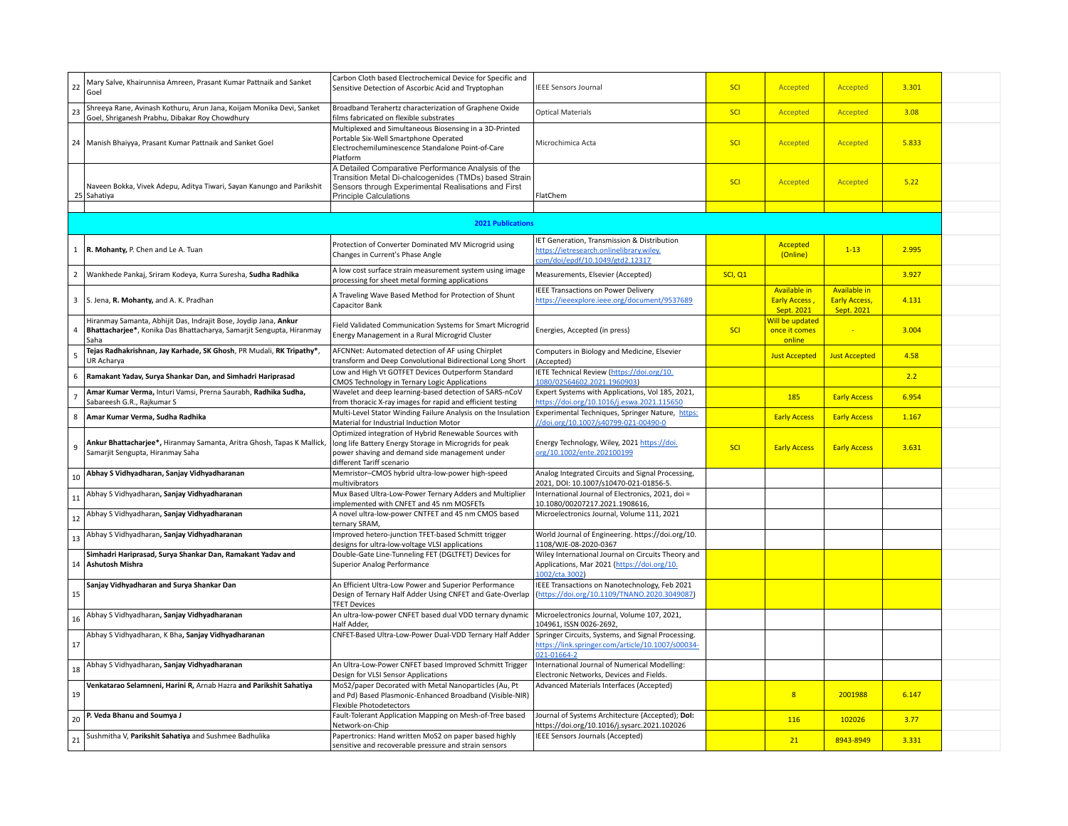| | | | | | | | | |
|---|---|---|---|---|---|---|---|---|
| 22 | Mary Salve, Khairunnisa Amreen, Prasant Kumar Pattnaik and Sanket Goel | Carbon Cloth based Electrochemical Device for Specific and Sensitive Detection of Ascorbic Acid and Tryptophan | IEEE Sensors Journal | SCI | Accepted | Accepted | 3.301 | |
| 23 | Shreeya Rane, Avinash Kothuru, Arun Jana, Koijam Monika Devi, Sanket Goel, Shriganesh Prabhu, Dibakar Roy Chowdhury | Broadband Terahertz characterization of Graphene Oxide films fabricated on flexible substrates | Optical Materials | SCI | Accepted | Accepted | 3.08 | |
| 24 | Manish Bhaiyya, Prasant Kumar Pattnaik and Sanket Goel | Multiplexed and Simultaneous Biosensing in a 3D-Printed Portable Six-Well Smartphone Operated Electrochemiluminescence Standalone Point-of-Care Platform | Microchimica Acta | SCI | Accepted | Accepted | 5.833 | |
| 25 | Naveen Bokka, Vivek Adepu, Aditya Tiwari, Sayan Kanungo and Parikshit Sahatiya | A Detailed Comparative Performance Analysis of the Transition Metal Di-chalcogenides (TMDs) based Strain Sensors through Experimental Realisations and First Principle Calculations | FlatChem | SCI | Accepted | Accepted | 5.22 | |
| | | | | | | | | |
| | | **2021 Publications** | | | | | | |
| 1 | **R. Mohanty,** P. Chen and Le A. Tuan | Protection of Converter Dominated MV Microgrid using Changes in Current's Phase Angle | IET Generation, Transmission & Distribution https://ietresearch.onlinelibrary.wiley.com/doi/epdf/10.1049/gtd2.12317 | | Accepted (Online) | 1-13 | 2.995 | |
| 2 | Wankhede Pankaj, Sriram Kodeya, Kurra Suresha, **Sudha Radhika** | A low cost surface strain measurement system using image processing for sheet metal forming applications | Measurements, Elsevier (Accepted) | SCI, Q1 | | | 3.927 | |
| 3 | S. Jena, **R. Mohanty,** and A. K. Pradhan | A Traveling Wave Based Method for Protection of Shunt Capacitor Bank | IEEE Transactions on Power Delivery https://ieeexplore.ieee.org/document/9537689 | | Available in Early Access , Sept. 2021 | Available in Early Access, Sept. 2021 | 4.131 | |
| 4 | Hiranmay Samanta, Abhijit Das, Indrajit Bose, Joydip Jana, **Ankur Bhattacharjee***, Konika Das Bhattacharya, Samarjit Sengupta, Hiranmay Saha | Field Validated Communication Systems for Smart Microgrid Energy Management in a Rural Microgrid Cluster | Energies, Accepted (in press) | SCI | Will be updated once it comes online | - | 3.004 | |
| 5 | **Tejas Radhakrishnan, Jay Karhade, SK Ghosh**, PR Mudali, **RK Tripathy***, UR Acharya | AFCNNet: Automated detection of AF using Chirplet transform and Deep Convolutional Bidirectional Long Short | Computers in Biology and Medicine, Elsevier (Accepted) | | Just Accepted | Just Accepted | 4.58 | |
| 6 | **Ramakant Yadav, Surya Shankar Dan, and Simhadri Hariprasad** | Low and High Vt GOTFET Devices Outperform Standard CMOS Technology in Ternary Logic Applications | IETE Technical Review (https://doi.org/10.1080/02564602.2021.1960903) | | | | 2.2 | |
| 7 | **Amar Kumar Verma,** Inturi Vamsi, Prerna Saurabh, **Radhika Sudha,** Sabareesh G.R., Rajkumar S | Wavelet and deep learning-based detection of SARS-nCoV from thoracic X-ray images for rapid and efficient testing | Expert Systems with Applications, Vol 185, 2021, https://doi.org/10.1016/j.eswa.2021.115650 | | 185 | Early Access | 6.954 | |
| 8 | **Amar Kumar Verma, Sudha Radhika** | Multi-Level Stator Winding Failure Analysis on the Insulation Material for Industrial Induction Motor | Experimental Techniques, Springer Nature, https://doi.org/10.1007/s40799-021-00490-0 | | Early Access | Early Access | 1.167 | |
| 9 | **Ankur Bhattacharjee*,** Hiranmay Samanta, Aritra Ghosh, Tapas K Mallick, Samarjit Sengupta, Hiranmay Saha | Optimized integration of Hybrid Renewable Sources with long life Battery Energy Storage in Microgrids for peak power shaving and demand side management under different Tariff scenario | Energy Technology, Wiley, 2021 https://doi.org/10.1002/ente.202100199 | SCI | Early Access | Early Access | 3.631 | |
| 10 | **Abhay S Vidhyadharan, Sanjay Vidhyadharanan** | Memristor–CMOS hybrid ultra-low-power high-speed multivibrators | Analog Integrated Circuits and Signal Processing, 2021, DOI: 10.1007/s10470-021-01856-5. | | | | | |
| 11 | Abhay S Vidhyadharan**, Sanjay Vidhyadharanan** | Mux Based Ultra-Low-Power Ternary Adders and Multiplier implemented with CNFET and 45 nm MOSFETs | International Journal of Electronics, 2021, doi = 10.1080/00207217.2021.1908616, | | | | | |
| 12 | Abhay S Vidhyadharan**, Sanjay Vidhyadharanan** | A novel ultra-low-power CNTFET and 45 nm CMOS based ternary SRAM, | Microelectronics Journal, Volume 111, 2021 | | | | | |
| 13 | Abhay S Vidhyadharan**, Sanjay Vidhyadharanan** | Improved hetero-junction TFET-based Schmitt trigger designs for ultra-low-voltage VLSI applications | World Journal of Engineering. https://doi.org/10.1108/WJE-08-2020-0367 | | | | | |
| 14 | **Simhadri Hariprasad, Surya Shankar Dan, Ramakant Yadav and Ashutosh Mishra** | Double-Gate Line-Tunneling FET (DGLTFET) Devices for Superior Analog Performance | Wiley International Journal on Circuits Theory and Applications, Mar 2021 (https://doi.org/10.1002/cta.3002) | | | | | |
| 15 | **Sanjay Vidhyadharan and Surya Shankar Dan** | An Efficient Ultra-Low Power and Superior Performance Design of Ternary Half Adder Using CNFET and Gate-Overlap TFET Devices | IEEE Transactions on Nanotechnology, Feb 2021 (https://doi.org/10.1109/TNANO.2020.3049087) | | | | | |
| 16 | Abhay S Vidhyadharan**, Sanjay Vidhyadharanan** | An ultra-low-power CNFET based dual VDD ternary dynamic Half Adder, | Microelectronics Journal, Volume 107, 2021, 104961, ISSN 0026-2692, | | | | | |
| 17 | Abhay S Vidhyadharan, K Bha**, Sanjay Vidhyadharanan** | CNFET-Based Ultra-Low-Power Dual-VDD Ternary Half Adder | Springer Circuits, Systems, and Signal Processing. https://link.springer.com/article/10.1007/s00034-021-01664-2 | | | | | |
| 18 | Abhay S Vidhyadharan**, Sanjay Vidhyadharanan** | An Ultra-Low-Power CNFET based Improved Schmitt Trigger Design for VLSI Sensor Applications | International Journal of Numerical Modelling: Electronic Networks, Devices and Fields. | | | | | |
| 19 | **Venkatarao Selamneni, Harini R,** Arnab Hazra **and Parikshit Sahatiya** | MoS2/paper Decorated with Metal Nanoparticles (Au, Pt and Pd) Based Plasmonic-Enhanced Broadband (Visible-NIR) Flexible Photodetectors | Advanced Materials Interfaces (Accepted) | | 8 | 2001988 | 6.147 | |
| 20 | **P. Veda Bhanu and Soumya J** | Fault-Tolerant Application Mapping on Mesh-of-Tree based Network-on-Chip | Journal of Systems Architecture (Accepted); **DoI:** https://doi.org/10.1016/j.sysarc.2021.102026 | | 116 | 102026 | 3.77 | |
| 21 | Sushmitha V, **Parikshit Sahatiya** and Sushmee Badhulika | Papertronics: Hand written MoS2 on paper based highly sensitive and recoverable pressure and strain sensors | IEEE Sensors Journals (Accepted) | | 21 | 8943-8949 | 3.331 | |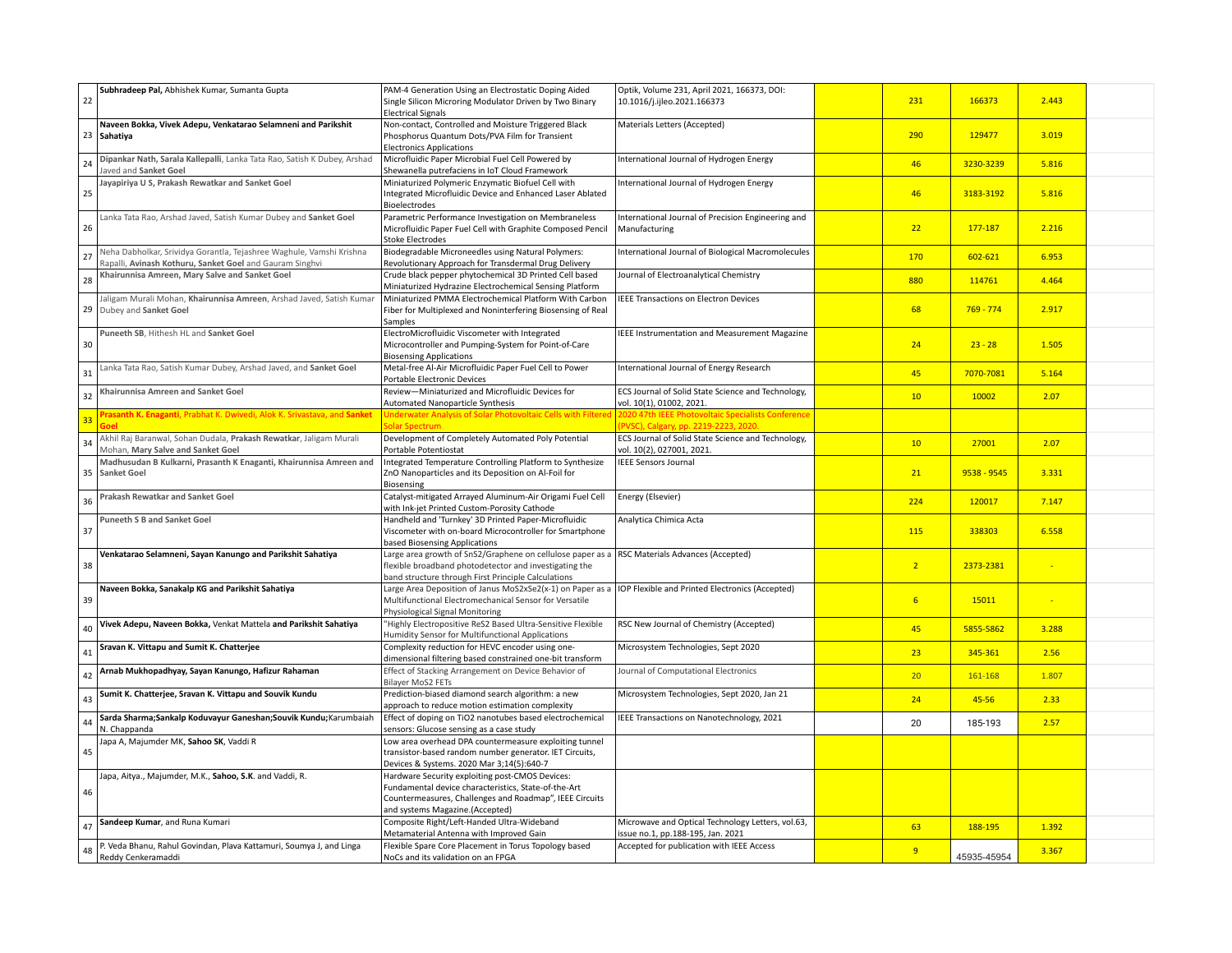| | | | | | | | | |
|---|---|---|---|---|---|---|---|---|
| 22 | **Subhradeep Pal,** Abhishek Kumar, Sumanta Gupta | PAM-4 Generation Using an Electrostatic Doping Aided Single Silicon Microring Modulator Driven by Two Binary Electrical Signals | Optik, Volume 231, April 2021, 166373, DOI: 10.1016/j.ijleo.2021.166373 | | 231 | 166373 | 2.443 | |
| 23 | **Naveen Bokka, Vivek Adepu, Venkatarao Selamneni and Parikshit Sahatiya** | Non-contact, Controlled and Moisture Triggered Black Phosphorus Quantum Dots/PVA Film for Transient Electronics Applications | Materials Letters (Accepted) | | 290 | 129477 | 3.019 | |
| 24 | **Dipankar Nath, Sarala Kallepalli**, Lanka Tata Rao, Satish K Dubey, Arshad Javed and **Sanket Goel** | Microfluidic Paper Microbial Fuel Cell Powered by Shewanella putrefaciens in IoT Cloud Framework | International Journal of Hydrogen Energy | | 46 | 3230-3239 | 5.816 | |
| 25 | **Jayapiriya U S, Prakash Rewatkar and Sanket Goel** | Miniaturized Polymeric Enzymatic Biofuel Cell with Integrated Microfluidic Device and Enhanced Laser Ablated Bioelectrodes | International Journal of Hydrogen Energy | | 46 | 3183-3192 | 5.816 | |
| 26 | Lanka Tata Rao, Arshad Javed, Satish Kumar Dubey and **Sanket Goel** | Parametric Performance Investigation on Membraneless Microfluidic Paper Fuel Cell with Graphite Composed Pencil Stoke Electrodes | International Journal of Precision Engineering and Manufacturing | | 22 | 177-187 | 2.216 | |
| 27 | Neha Dabholkar, Srividya Gorantla, Tejashree Waghule, Vamshi Krishna Rapalli, **Avinash Kothuru, Sanket Goel** and Gauram Singhvi | Biodegradable Microneedles using Natural Polymers: Revolutionary Approach for Transdermal Drug Delivery | International Journal of Biological Macromolecules | | 170 | 602-621 | 6.953 | |
| 28 | **Khairunnisa Amreen, Mary Salve and Sanket Goel** | Crude black pepper phytochemical 3D Printed Cell based Miniaturized Hydrazine Electrochemical Sensing Platform | Journal of Electroanalytical Chemistry | | 880 | 114761 | 4.464 | |
| 29 | Jaligam Murali Mohan, **Khairunnisa Amreen**, Arshad Javed, Satish Kumar Dubey and **Sanket Goel** | Miniaturized PMMA Electrochemical Platform With Carbon Fiber for Multiplexed and Noninterfering Biosensing of Real Samples | IEEE Transactions on Electron Devices | | 68 | 769 - 774 | 2.917 | |
| 30 | **Puneeth SB**, Hithesh HL and **Sanket Goel** | ElectroMicrofluidic Viscometer with Integrated Microcontroller and Pumping-System for Point-of-Care Biosensing Applications | IEEE Instrumentation and Measurement Magazine | | 24 | 23 - 28 | 1.505 | |
| 31 | Lanka Tata Rao, Satish Kumar Dubey, Arshad Javed, and **Sanket Goel** | Metal-free Al-Air Microfluidic Paper Fuel Cell to Power Portable Electronic Devices | International Journal of Energy Research | | 45 | 7070-7081 | 5.164 | |
| 32 | **Khairunnisa Amreen and Sanket Goel** | Review—Miniaturized and Microfluidic Devices for Automated Nanoparticle Synthesis | ECS Journal of Solid State Science and Technology, vol. 10(1), 01002, 2021. | | 10 | 10002 | 2.07 | |
| 33 | **Prasanth K. Enaganti**, Prabhat K. Dwivedi, Alok K. Srivastava, and **Sanket Goel** | Underwater Analysis of Solar Photovoltaic Cells with Filtered Solar Spectrum | 2020 47th IEEE Photovoltaic Specialists Conference (PVSC), Calgary, pp. 2219-2223, 2020. | | | | | |
| 34 | Akhil Raj Baranwal, Sohan Dudala, **Prakash Rewatkar**, Jaligam Murali Mohan, **Mary Salve and Sanket Goel** | Development of Completely Automated Poly Potential Portable Potentiostat | ECS Journal of Solid State Science and Technology, vol. 10(2), 027001, 2021. | | 10 | 27001 | 2.07 | |
| 35 | **Madhusudan B Kulkarni, Prasanth K Enaganti, Khairunnisa Amreen and Sanket Goel** | Integrated Temperature Controlling Platform to Synthesize ZnO Nanoparticles and its Deposition on Al-Foil for Biosensing | IEEE Sensors Journal | | 21 | 9538 - 9545 | 3.331 | |
| 36 | **Prakash Rewatkar and Sanket Goel** | Catalyst-mitigated Arrayed Aluminum-Air Origami Fuel Cell with Ink-jet Printed Custom-Porosity Cathode | Energy (Elsevier) | | 224 | 120017 | 7.147 | |
| 37 | **Puneeth S B and Sanket Goel** | Handheld and 'Turnkey' 3D Printed Paper-Microfluidic Viscometer with on-board Microcontroller for Smartphone based Biosensing Applications | Analytica Chimica Acta | | 115 | 338303 | 6.558 | |
| 38 | **Venkatarao Selamneni, Sayan Kanungo and Parikshit Sahatiya** | Large area growth of SnS2/Graphene on cellulose paper as a flexible broadband photodetector and investigating the band structure through First Principle Calculations | RSC Materials Advances (Accepted) | | 2 | 2373-2381 | - | |
| 39 | **Naveen Bokka, Sanakalp KG and Parikshit Sahatiya** | Large Area Deposition of Janus MoS2xSe2(x-1) on Paper as a Multifunctional Electromechanical Sensor for Versatile Physiological Signal Monitoring | IOP Flexible and Printed Electronics (Accepted) | | 6 | 15011 | - | |
| 40 | **Vivek Adepu, Naveen Bokka,** Venkat Mattela **and Parikshit Sahatiya** | "Highly Electropositive ReS2 Based Ultra-Sensitive Flexible Humidity Sensor for Multifunctional Applications | RSC New Journal of Chemistry (Accepted) | | 45 | 5855-5862 | 3.288 | |
| 41 | **Sravan K. Vittapu and Sumit K. Chatterjee** | Complexity reduction for HEVC encoder using one-dimensional filtering based constrained one-bit transform | Microsystem Technologies, Sept 2020 | | 23 | 345-361 | 2.56 | |
| 42 | **Arnab Mukhopadhyay, Sayan Kanungo, Hafizur Rahaman** | Effect of Stacking Arrangement on Device Behavior of Bilayer MoS2 FETs | Journal of Computational Electronics | | 20 | 161-168 | 1.807 | |
| 43 | **Sumit K. Chatterjee, Sravan K. Vittapu and Souvik Kundu** | Prediction-biased diamond search algorithm: a new approach to reduce motion estimation complexity | Microsystem Technologies, Sept 2020, Jan 21 | | 24 | 45-56 | 2.33 | |
| 44 | **Sarda Sharma;Sankalp Koduvayur Ganeshan;Souvik Kundu;**Karumbaiah N. Chappanda | Effect of doping on TiO2 nanotubes based electrochemical sensors: Glucose sensing as a case study | IEEE Transactions on Nanotechnology, 2021 | | 20 | 185-193 | 2.57 | |
| 45 | Japa A, Majumder MK, **Sahoo SK**, Vaddi R | Low area overhead DPA countermeasure exploiting tunnel transistor-based random number generator. IET Circuits, Devices & Systems. 2020 Mar 3;14(5):640-7 | | | | | | |
| 46 | Japa, Aitya., Majumder, M.K., **Sahoo, S.K**. and Vaddi, R. | Hardware Security exploiting post-CMOS Devices: Fundamental device characteristics, State-of-the-Art Countermeasures, Challenges and Roadmap", IEEE Circuits and systems Magazine.(Accepted) | | | | | | |
| 47 | **Sandeep Kumar**, and Runa Kumari | Composite Right/Left-Handed Ultra-Wideband Metamaterial Antenna with Improved Gain | Microwave and Optical Technology Letters, vol.63, issue no.1, pp.188-195, Jan. 2021 | | 63 | 188-195 | 1.392 | |
| 48 | P. Veda Bhanu, Rahul Govindan, Plava Kattamuri, Soumya J, and Linga Reddy Cenkeramaddi | Flexible Spare Core Placement in Torus Topology based NoCs and its validation on an FPGA | Accepted for publication with IEEE Access | | 9 | 45935-45954 | 3.367 | |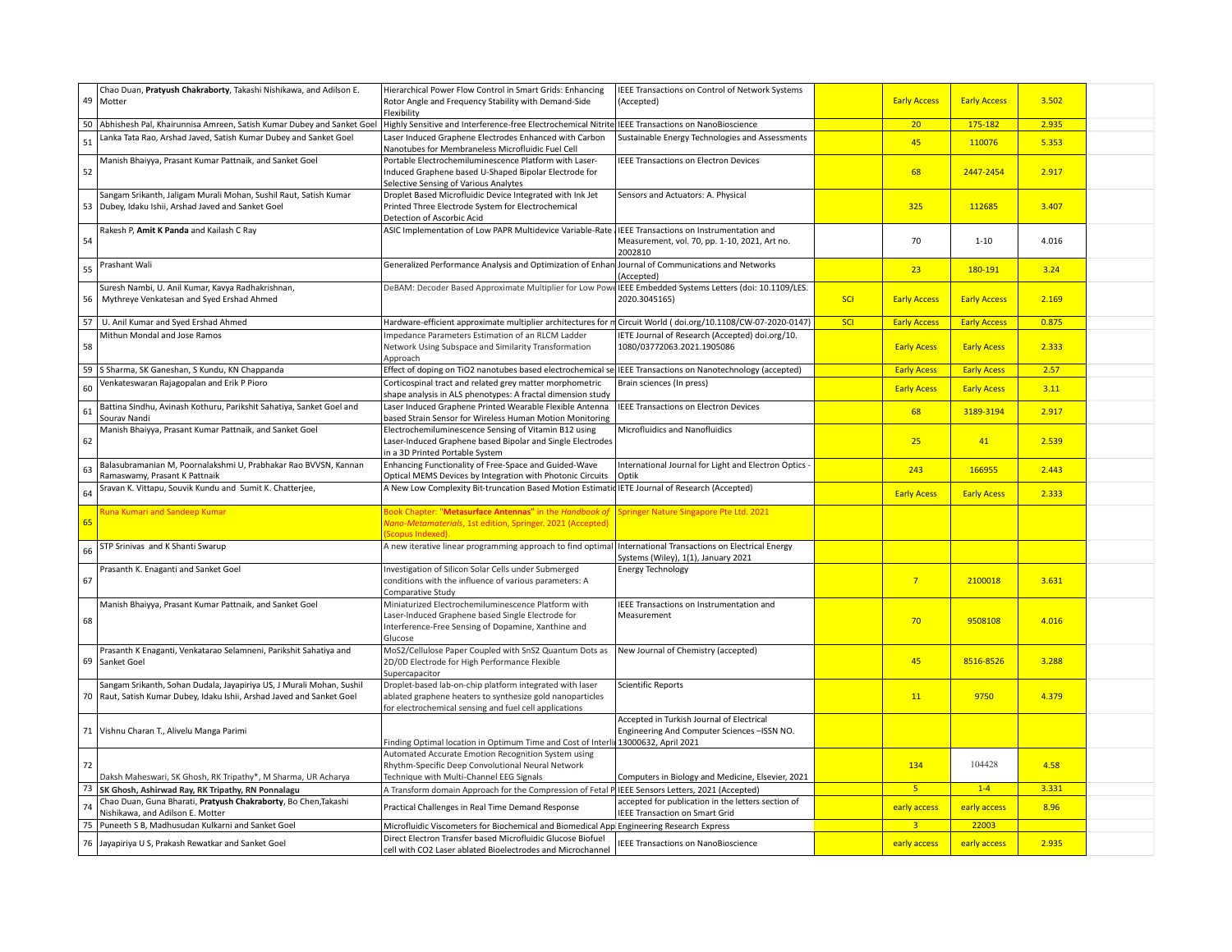| | | | | | | | | |
|---|---|---|---|---|---|---|---|---|
| 49 | Chao Duan, **Pratyush Chakraborty**, Takashi Nishikawa, and Adilson E. Motter | Hierarchical Power Flow Control in Smart Grids: Enhancing Rotor Angle and Frequency Stability with Demand-Side Flexibility | IEEE Transactions on Control of Network Systems (Accepted) | | Early Access | Early Access | 3.502 | |
| 50 | Abhishesh Pal, Khairunnisa Amreen, Satish Kumar Dubey and Sanket Goel | Highly Sensitive and Interference-free Electrochemical Nitrite | IEEE Transactions on NanoBioscience | | 20 | 175-182 | 2.935 | |
| 51 | Lanka Tata Rao, Arshad Javed, Satish Kumar Dubey and Sanket Goel | Laser Induced Graphene Electrodes Enhanced with Carbon Nanotubes for Membraneless Microfluidic Fuel Cell | Sustainable Energy Technologies and Assessments | | 45 | 110076 | 5.353 | |
| 52 | Manish Bhaiyya, Prasant Kumar Pattnaik, and Sanket Goel | Portable Electrochemiluminescence Platform with Laser-Induced Graphene based U-Shaped Bipolar Electrode for Selective Sensing of Various Analytes | IEEE Transactions on Electron Devices | | 68 | 2447-2454 | 2.917 | |
| 53 | Sangam Srikanth, Jaligam Murali Mohan, Sushil Raut, Satish Kumar Dubey, Idaku Ishii, Arshad Javed and Sanket Goel | Droplet Based Microfluidic Device Integrated with Ink Jet Printed Three Electrode System for Electrochemical Detection of Ascorbic Acid | Sensors and Actuators: A. Physical | | 325 | 112685 | 3.407 | |
| 54 | Rakesh P, **Amit K Panda** and Kailash C Ray | ASIC Implementation of Low PAPR Multidevice Variable-Rate | IEEE Transactions on Instrumentation and Measurement, vol. 70, pp. 1-10, 2021, Art no. 2002810 | | 70 | 1-10 | 4.016 | |
| 55 | Prashant Wali | Generalized Performance Analysis and Optimization of Enhan | Journal of Communications and Networks (Accepted) | | 23 | 180-191 | 3.24 | |
| 56 | Suresh Nambi, U. Anil Kumar, Kavya Radhakrishnan, Mythreye Venkatesan and Syed Ershad Ahmed | DeBAM: Decoder Based Approximate Multiplier for Low Powe | IEEE Embedded Systems Letters (doi: 10.1109/LES. 2020.3045165) | SCI | Early Access | Early Access | 2.169 | |
| 57 | U. Anil Kumar and Syed Ershad Ahmed | Hardware-efficient approximate multiplier architectures for m | Circuit World ( doi.org/10.1108/CW-07-2020-0147) | SCI | Early Access | Early Access | 0.875 | |
| 58 | Mithun Mondal and Jose Ramos | Impedance Parameters Estimation of an RLCM Ladder Network Using Subspace and Similarity Transformation Approach | IETE Journal of Research (Accepted) doi.org/10. 1080/03772063.2021.1905086 | | Early Acess | Early Acess | 2.333 | |
| 59 | S Sharma, SK Ganeshan, S Kundu, KN Chappanda | Effect of doping on TiO2 nanotubes based electrochemical se | IEEE Transactions on Nanotechnology (accepted) | | Early Acess | Early Acess | 2.57 | |
| 60 | Venkateswaran Rajagopalan and Erik P Pioro | Corticospinal tract and related grey matter morphometric shape analysis in ALS phenotypes: A fractal dimension study | Brain sciences (In press) | | Early Acess | Early Acess | 3.11 | |
| 61 | Battina Sindhu, Avinash Kothuru, Parikshit Sahatiya, Sanket Goel and Sourav Nandi | Laser Induced Graphene Printed Wearable Flexible Antenna based Strain Sensor for Wireless Human Motion Monitoring | IEEE Transactions on Electron Devices | | 68 | 3189-3194 | 2.917 | |
| 62 | Manish Bhaiyya, Prasant Kumar Pattnaik, and Sanket Goel | Electrochemiluminescence Sensing of Vitamin B12 using Laser-Induced Graphene based Bipolar and Single Electrodes in a 3D Printed Portable System | Microfluidics and Nanofluidics | | 25 | 41 | 2.539 | |
| 63 | Balasubramanian M, Poornalakshmi U, Prabhakar Rao BVVSN, Kannan Ramaswamy, Prasant K Pattnaik | Enhancing Functionality of Free-Space and Guided-Wave Optical MEMS Devices by Integration with Photonic Circuits | International Journal for Light and Electron Optics - Optik | | 243 | 166955 | 2.443 | |
| 64 | Sravan K. Vittapu, Souvik Kundu and Sumit K. Chatterjee, | A New Low Complexity Bit-truncation Based Motion Estimatio | IETE Journal of Research (Accepted) | | Early Acess | Early Acess | 2.333 | |
| 65 | Runa Kumari and Sandeep Kumar | Book Chapter: "**Metasurface Antennas**" in the *Handbook of Nano-Metamaterials*, 1st edition, Springer. 2021 (Accepted) (Scopus Indexed). | Springer Nature Singapore Pte Ltd. 2021 | | | | | |
| 66 | STP Srinivas and K Shanti Swarup | A new iterative linear programming approach to find optimal | International Transactions on Electrical Energy Systems (Wiley), 1(1), January 2021 | | | | | |
| 67 | Prasanth K. Enaganti and Sanket Goel | Investigation of Silicon Solar Cells under Submerged conditions with the influence of various parameters: A Comparative Study | Energy Technology | | 7 | 2100018 | 3.631 | |
| 68 | Manish Bhaiyya, Prasant Kumar Pattnaik, and Sanket Goel | Miniaturized Electrochemiluminescence Platform with Laser-Induced Graphene based Single Electrode for Interference-Free Sensing of Dopamine, Xanthine and Glucose | IEEE Transactions on Instrumentation and Measurement | | 70 | 9508108 | 4.016 | |
| 69 | Prasanth K Enaganti, Venkatarao Selamneni, Parikshit Sahatiya and Sanket Goel | MoS2/Cellulose Paper Coupled with SnS2 Quantum Dots as 2D/0D Electrode for High Performance Flexible Supercapacitor | New Journal of Chemistry (accepted) | | 45 | 8516-8526 | 3.288 | |
| 70 | Sangam Srikanth, Sohan Dudala, Jayapiriya US, J Murali Mohan, Sushil Raut, Satish Kumar Dubey, Idaku Ishii, Arshad Javed and Sanket Goel | Droplet-based lab-on-chip platform integrated with laser ablated graphene heaters to synthesize gold nanoparticles for electrochemical sensing and fuel cell applications | Scientific Reports | | 11 | 9750 | 4.379 | |
| 71 | Vishnu Charan T., Alivelu Manga Parimi | Finding Optimal location in Optimum Time and Cost of Interli | Accepted in Turkish Journal of Electrical Engineering And Computer Sciences –ISSN NO. 13000632, April 2021 | | | | | |
| 72 | Daksh Maheswari, SK Ghosh, RK Tripathy*, M Sharma, UR Acharya | Automated Accurate Emotion Recognition System using Rhythm-Specific Deep Convolutional Neural Network Technique with Multi-Channel EEG Signals | Computers in Biology and Medicine, Elsevier, 2021 | | 134 | 104428 | 4.58 | |
| 73 | **SK Ghosh, Ashirwad Ray, RK Tripathy, RN Ponnalagu** | A Transform domain Approach for the Compression of Fetal P | IEEE Sensors Letters, 2021 (Accepted) | | 5 | 1-4 | 3.331 | |
| 74 | Chao Duan, Guna Bharati, **Pratyush Chakraborty**, Bo Chen,Takashi Nishikawa, and Adilson E. Motter | Practical Challenges in Real Time Demand Response | accepted for publication in the letters section of IEEE Transaction on Smart Grid | | early access | early access | 8.96 | |
| 75 | Puneeth S B, Madhusudan Kulkarni and Sanket Goel | Microfluidic Viscometers for Biochemical and Biomedical App | Engineering Research Express | | 3 | 22003 | | |
| 76 | Jayapiriya U S, Prakash Rewatkar and Sanket Goel | Direct Electron Transfer based Microfluidic Glucose Biofuel cell with CO2 Laser ablated Bioelectrodes and Microchannel | IEEE Transactions on NanoBioscience | | early access | early access | 2.935 | |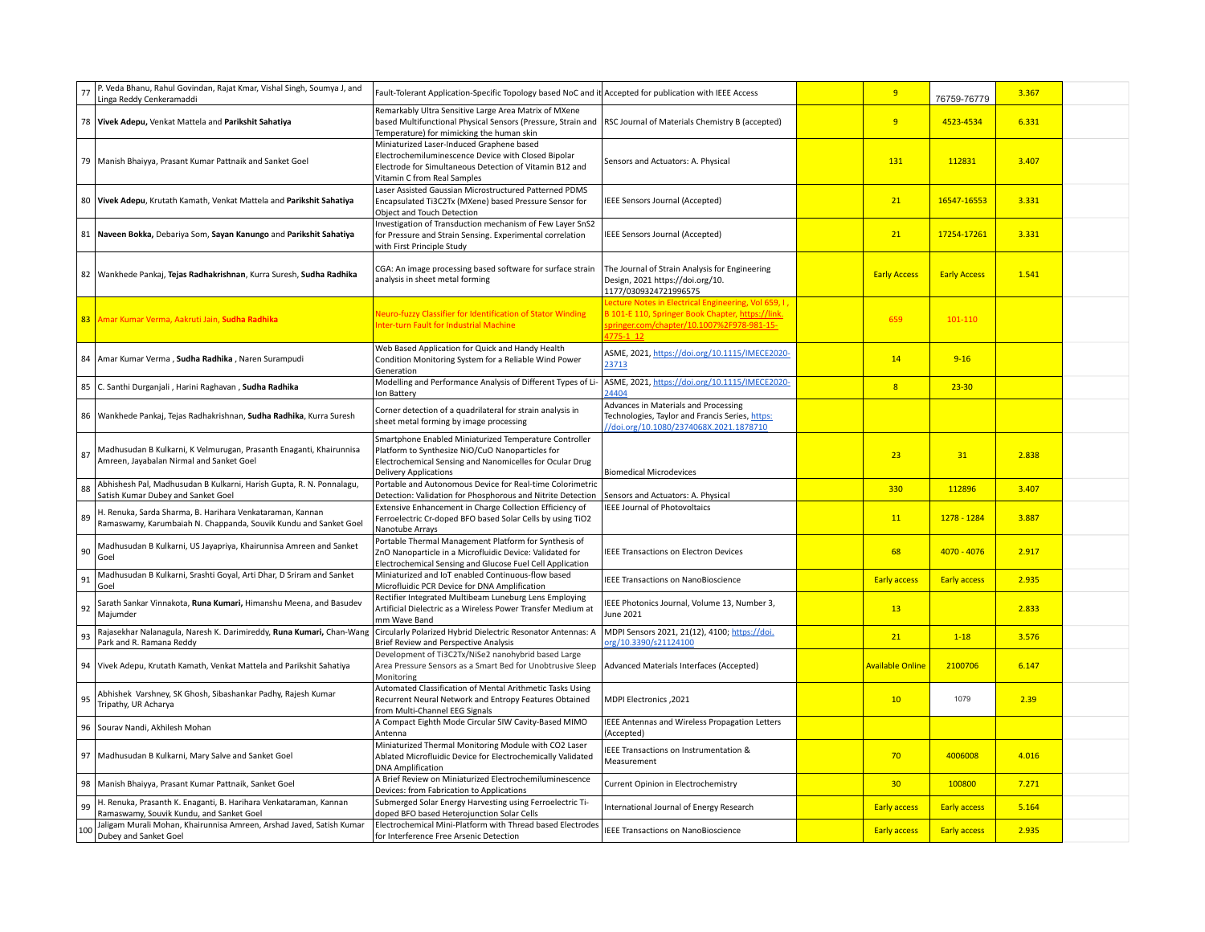| 77 | P. Veda Bhanu, Rahul Govindan, Rajat Kmar, Vishal Singh, Soumya J, and Linga Reddy Cenkeramaddi | Fault-Tolerant Application-Specific Topology based NoC and it | Accepted for publication with IEEE Access | | 9 | 76759-76779 | 3.367 | |
|---|---|---|---|---|---|---|---|---|
| 78 | **Vivek Adepu,** Venkat Mattela and **Parikshit Sahatiya** | Remarkably Ultra Sensitive Large Area Matrix of MXene based Multifunctional Physical Sensors (Pressure, Strain and Temperature) for mimicking the human skin | RSC Journal of Materials Chemistry B (accepted) | | 9 | 4523-4534 | 6.331 | |
| 79 | Manish Bhaiyya, Prasant Kumar Pattnaik and Sanket Goel | Miniaturized Laser-Induced Graphene based Electrochemiluminescence Device with Closed Bipolar Electrode for Simultaneous Detection of Vitamin B12 and Vitamin C from Real Samples | Sensors and Actuators: A. Physical | | 131 | 112831 | 3.407 | |
| 80 | **Vivek Adepu**, Krutath Kamath, Venkat Mattela and **Parikshit Sahatiya** | Laser Assisted Gaussian Microstructured Patterned PDMS Encapsulated Ti3C2Tx (MXene) based Pressure Sensor for Object and Touch Detection | IEEE Sensors Journal (Accepted) | | 21 | 16547-16553 | 3.331 | |
| 81 | **Naveen Bokka,** Debariya Som, **Sayan Kanungo** and **Parikshit Sahatiya** | Investigation of Transduction mechanism of Few Layer SnS2 for Pressure and Strain Sensing. Experimental correlation with First Principle Study | IEEE Sensors Journal (Accepted) | | 21 | 17254-17261 | 3.331 | |
| 82 | Wankhede Pankaj, **Tejas Radhakrishnan**, Kurra Suresh, **Sudha Radhika** | CGA: An image processing based software for surface strain analysis in sheet metal forming | The Journal of Strain Analysis for Engineering Design, 2021 https://doi.org/10. 1177/0309324721996575 | | Early Access | Early Access | 1.541 | |
| 83 | Amar Kumar Verma, Aakruti Jain, **Sudha Radhika** | Neuro-fuzzy Classifier for Identification of Stator Winding Inter-turn Fault for Industrial Machine | Lecture Notes in Electrical Engineering, Vol 659, I , B 101-E 110, Springer Book Chapter, https://link. springer.com/chapter/10.1007%2F978-981-15-4775-1_12 | | 659 | 101-110 | | |
| 84 | Amar Kumar Verma , **Sudha Radhika** , Naren Surampudi | Web Based Application for Quick and Handy Health Condition Monitoring System for a Reliable Wind Power Generation | ASME, 2021, https://doi.org/10.1115/IMECE2020-23713 | | 14 | 9-16 | | |
| 85 | C. Santhi Durganjali , Harini Raghavan , **Sudha Radhika** | Modelling and Performance Analysis of Different Types of Li-Ion Battery | ASME, 2021, https://doi.org/10.1115/IMECE2020-24404 | | 8 | 23-30 | | |
| 86 | Wankhede Pankaj, Tejas Radhakrishnan, **Sudha Radhika**, Kurra Suresh | Corner detection of a quadrilateral for strain analysis in sheet metal forming by image processing | Advances in Materials and Processing Technologies, Taylor and Francis Series, https://doi.org/10.1080/2374068X.2021.1878710 | | | | | |
| 87 | Madhusudan B Kulkarni, K Velmurugan, Prasanth Enaganti, Khairunnisa Amreen, Jayabalan Nirmal and Sanket Goel | Smartphone Enabled Miniaturized Temperature Controller Platform to Synthesize NiO/CuO Nanoparticles for Electrochemical Sensing and Nanomicelles for Ocular Drug Delivery Applications | Biomedical Microdevices | | 23 | 31 | 2.838 | |
| 88 | Abhishesh Pal, Madhusudan B Kulkarni, Harish Gupta, R. N. Ponnalagu, Satish Kumar Dubey and Sanket Goel | Portable and Autonomous Device for Real-time Colorimetric Detection: Validation for Phosphorous and Nitrite Detection | Sensors and Actuators: A. Physical | | 330 | 112896 | 3.407 | |
| 89 | H. Renuka, Sarda Sharma, B. Harihara Venkataraman, Kannan Ramaswamy, Karumbaiah N. Chappanda, Souvik Kundu and Sanket Goel | Extensive Enhancement in Charge Collection Efficiency of Ferroelectric Cr-doped BFO based Solar Cells by using TiO2 Nanotube Arrays | IEEE Journal of Photovoltaics | | 11 | 1278 - 1284 | 3.887 | |
| 90 | Madhusudan B Kulkarni, US Jayapriya, Khairunnisa Amreen and Sanket Goel | Portable Thermal Management Platform for Synthesis of ZnO Nanoparticle in a Microfluidic Device: Validated for Electrochemical Sensing and Glucose Fuel Cell Application | IEEE Transactions on Electron Devices | | 68 | 4070 - 4076 | 2.917 | |
| 91 | Madhusudan B Kulkarni, Srashti Goyal, Arti Dhar, D Sriram and Sanket Goel | Miniaturized and IoT enabled Continuous-flow based Microfluidic PCR Device for DNA Amplification | IEEE Transactions on NanoBioscience | | Early access | Early access | 2.935 | |
| 92 | Sarath Sankar Vinnakota, **Runa Kumari,** Himanshu Meena, and Basudev Majumder | Rectifier Integrated Multibeam Luneburg Lens Employing Artificial Dielectric as a Wireless Power Transfer Medium at mm Wave Band | IEEE Photonics Journal, Volume 13, Number 3, June 2021 | | 13 | | 2.833 | |
| 93 | Rajasekhar Nalanagula, Naresh K. Darimireddy, **Runa Kumari,** Chan-Wang Park and R. Ramana Reddy | Circularly Polarized Hybrid Dielectric Resonator Antennas: A Brief Review and Perspective Analysis | MDPI Sensors 2021, 21(12), 4100; https://doi.org/10.3390/s21124100 | | 21 | 1-18 | 3.576 | |
| 94 | Vivek Adepu, Krutath Kamath, Venkat Mattela and Parikshit Sahatiya | Development of Ti3C2Tx/NiSe2 nanohybrid based Large Area Pressure Sensors as a Smart Bed for Unobtrusive Sleep Monitoring | Advanced Materials Interfaces (Accepted) | | Available Online | 2100706 | 6.147 | |
| 95 | Abhishek Varshney, SK Ghosh, Sibashankar Padhy, Rajesh Kumar Tripathy, UR Acharya | Automated Classification of Mental Arithmetic Tasks Using Recurrent Neural Network and Entropy Features Obtained from Multi-Channel EEG Signals | MDPI Electronics ,2021 | | 10 | 1079 | 2.39 | |
| 96 | Sourav Nandi, Akhilesh Mohan | A Compact Eighth Mode Circular SIW Cavity-Based MIMO Antenna | IEEE Antennas and Wireless Propagation Letters (Accepted) | | | | | |
| 97 | Madhusudan B Kulkarni, Mary Salve and Sanket Goel | Miniaturized Thermal Monitoring Module with CO2 Laser Ablated Microfluidic Device for Electrochemically Validated DNA Amplification | IEEE Transactions on Instrumentation & Measurement | | 70 | 4006008 | 4.016 | |
| 98 | Manish Bhaiyya, Prasant Kumar Pattnaik, Sanket Goel | A Brief Review on Miniaturized Electrochemiluminescence Devices: from Fabrication to Applications | Current Opinion in Electrochemistry | | 30 | 100800 | 7.271 | |
| 99 | H. Renuka, Prasanth K. Enaganti, B. Harihara Venkataraman, Kannan Ramaswamy, Souvik Kundu, and Sanket Goel | Submerged Solar Energy Harvesting using Ferroelectric Ti-doped BFO based Heterojunction Solar Cells | International Journal of Energy Research | | Early access | Early access | 5.164 | |
| 100 | Jaligam Murali Mohan, Khairunnisa Amreen, Arshad Javed, Satish Kumar Dubey and Sanket Goel | Electrochemical Mini-Platform with Thread based Electrodes for Interference Free Arsenic Detection | IEEE Transactions on NanoBioscience | | Early access | Early access | 2.935 | |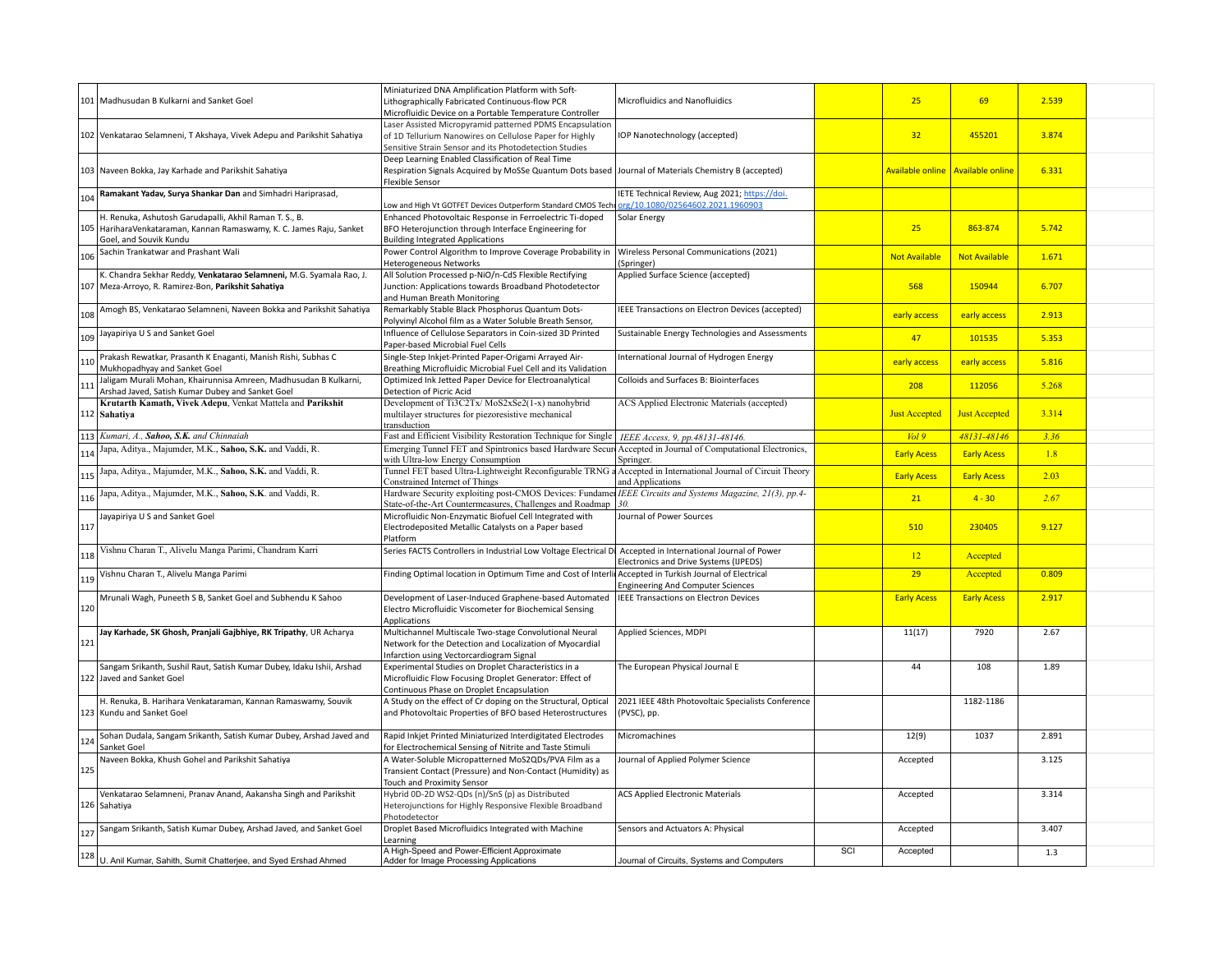| | | | | | | | | |
|---|---|---|---|---|---|---|---|---|
| 101 | Madhusudan B Kulkarni and Sanket Goel | Miniaturized DNA Amplification Platform with Soft-Lithographically Fabricated Continuous-flow PCR Microfluidic Device on a Portable Temperature Controller | Microfluidics and Nanofluidics | | 25 | 69 | 2.539 | |
| 102 | Venkatarao Selamneni, T Akshaya, Vivek Adepu and Parikshit Sahatiya | Laser Assisted Micropyramid patterned PDMS Encapsulation of 1D Tellurium Nanowires on Cellulose Paper for Highly Sensitive Strain Sensor and its Photodetection Studies | IOP Nanotechnology (accepted) | | 32 | 455201 | 3.874 | |
| 103 | Naveen Bokka, Jay Karhade and Parikshit Sahatiya | Deep Learning Enabled Classification of Real Time Respiration Signals Acquired by MoSSe Quantum Dots based Flexible Sensor | Journal of Materials Chemistry B (accepted) | | Available online | Available online | 6.331 | |
| 104 | **Ramakant Yadav, Surya Shankar Dan** and Simhadri Hariprasad, | Low and High Vt GOTFET Devices Outperform Standard CMOS Tech | IETE Technical Review, Aug 2021; https://doi.org/10.1080/02564602.2021.1960903 | | | | | |
| 105 | H. Renuka, Ashutosh Garudapalli, Akhil Raman T. S., B. HariharaVenkataraman, Kannan Ramaswamy, K. C. James Raju, Sanket Goel, and Souvik Kundu | Enhanced Photovoltaic Response in Ferroelectric Ti-doped BFO Heterojunction through Interface Engineering for Building Integrated Applications | Solar Energy | | 25 | 863-874 | 5.742 | |
| 106 | Sachin Trankatwar and Prashant Wali | Power Control Algorithm to Improve Coverage Probability in Heterogeneous Networks | Wireless Personal Communications (2021) (Springer) | | Not Available | Not Available | 1.671 | |
| 107 | K. Chandra Sekhar Reddy, **Venkatarao Selamneni,** M.G. Syamala Rao, J. Meza-Arroyo, R. Ramirez-Bon, **Parikshit Sahatiya** | All Solution Processed p-NiO/n-CdS Flexible Rectifying Junction: Applications towards Broadband Photodetector and Human Breath Monitoring | Applied Surface Science (accepted) | | 568 | 150944 | 6.707 | |
| 108 | Amogh BS, Venkatarao Selamneni, Naveen Bokka and Parikshit Sahatiya | Remarkably Stable Black Phosphorus Quantum Dots-Polyvinyl Alcohol film as a Water Soluble Breath Sensor, | IEEE Transactions on Electron Devices (accepted) | | early access | early access | 2.913 | |
| 109 | Jayapiriya U S and Sanket Goel | Influence of Cellulose Separators in Coin-sized 3D Printed Paper-based Microbial Fuel Cells | Sustainable Energy Technologies and Assessments | | 47 | 101535 | 5.353 | |
| 110 | Prakash Rewatkar, Prasanth K Enaganti, Manish Rishi, Subhas C Mukhopadhyay and Sanket Goel | Single-Step Inkjet-Printed Paper-Origami Arrayed Air-Breathing Microfluidic Microbial Fuel Cell and its Validation | International Journal of Hydrogen Energy | | early access | early access | 5.816 | |
| 111 | Jaligam Murali Mohan, Khairunnisa Amreen, Madhusudan B Kulkarni, Arshad Javed, Satish Kumar Dubey and Sanket Goel | Optimized Ink Jetted Paper Device for Electroanalytical Detection of Picric Acid | Colloids and Surfaces B: Biointerfaces | | 208 | 112056 | 5.268 | |
| 112 | **Krutarth Kamath, Vivek Adepu**, Venkat Mattela and **Parikshit Sahatiya** | Development of Ti3C2Tx/ MoS2xSe2(1-x) nanohybrid multilayer structures for piezoresistive mechanical transduction | ACS Applied Electronic Materials (accepted) | | Just Accepted | Just Accepted | 3.314 | |
| 113 | *Kumari, A.,* ***Sahoo, S.K.*** *and Chinnaiah* | Fast and Efficient Visibility Restoration Technique for Single | *IEEE Access, 9, pp.48131-48146.* | | *Vol 9* | *48131-48146* | *3.36* | |
| 114 | Japa, Aditya., Majumder, M.K., **Sahoo, S.K.** and Vaddi, R. | Emerging Tunnel FET and Spintronics based Hardware Secur with Ultra-low Energy Consumption | Accepted in Journal of Computational Electronics, Springer. | | Early Acess | Early Acess | 1.8 | |
| 115 | Japa, Aditya., Majumder, M.K., **Sahoo, S.K.** and Vaddi, R. | Tunnel FET based Ultra-Lightweight Reconfigurable TRNG a Constrained Internet of Things | Accepted in International Journal of Circuit Theory and Applications | | Early Acess | Early Acess | 2.03 | |
| 116 | Japa, Aditya., Majumder, M.K., **Sahoo, S.K**. and Vaddi, R. | Hardware Security exploiting post-CMOS Devices: Fundame State-of-the-Art Countermeasures, Challenges and Roadmap | *IEEE Circuits and Systems Magazine, 21(3), pp.4-30.* | | 21 | 4 - 30 | *2.67* | |
| 117 | Jayapiriya U S and Sanket Goel | Microfluidic Non-Enzymatic Biofuel Cell Integrated with Electrodeposited Metallic Catalysts on a Paper based Platform | Journal of Power Sources | | 510 | 230405 | 9.127 | |
| 118 | Vishnu Charan T., Alivelu Manga Parimi, Chandram Karri | Series FACTS Controllers in Industrial Low Voltage Electrical D | Accepted in International Journal of Power Electronics and Drive Systems (IJPEDS) | | 12 | Accepted | | |
| 119 | Vishnu Charan T., Alivelu Manga Parimi | Finding Optimal location in Optimum Time and Cost of Interli | Accepted in Turkish Journal of Electrical Engineering And Computer Sciences | | 29 | Accepted | 0.809 | |
| 120 | Mrunali Wagh, Puneeth S B, Sanket Goel and Subhendu K Sahoo | Development of Laser-Induced Graphene-based Automated Electro Microfluidic Viscometer for Biochemical Sensing Applications | IEEE Transactions on Electron Devices | | Early Acess | Early Acess | 2.917 | |
| 121 | **Jay Karhade, SK Ghosh, Pranjali Gajbhiye, RK Tripathy**, UR Acharya | Multichannel Multiscale Two-stage Convolutional Neural Network for the Detection and Localization of Myocardial Infarction using Vectorcardiogram Signal | Applied Sciences, MDPI | | 11(17) | 7920 | 2.67 | |
| 122 | Sangam Srikanth, Sushil Raut, Satish Kumar Dubey, Idaku Ishii, Arshad Javed and Sanket Goel | Experimental Studies on Droplet Characteristics in a Microfluidic Flow Focusing Droplet Generator: Effect of Continuous Phase on Droplet Encapsulation | The European Physical Journal E | | 44 | 108 | 1.89 | |
| 123 | H. Renuka, B. Harihara Venkataraman, Kannan Ramaswamy, Souvik Kundu and Sanket Goel | A Study on the effect of Cr doping on the Structural, Optical and Photovoltaic Properties of BFO based Heterostructures | 2021 IEEE 48th Photovoltaic Specialists Conference (PVSC), pp. | | | 1182-1186 | | |
| 124 | Sohan Dudala, Sangam Srikanth, Satish Kumar Dubey, Arshad Javed and Sanket Goel | Rapid Inkjet Printed Miniaturized Interdigitated Electrodes for Electrochemical Sensing of Nitrite and Taste Stimuli | Micromachines | | 12(9) | 1037 | 2.891 | |
| 125 | Naveen Bokka, Khush Gohel and Parikshit Sahatiya | A Water-Soluble Micropatterned MoS2QDs/PVA Film as a Transient Contact (Pressure) and Non-Contact (Humidity) as Touch and Proximity Sensor | Journal of Applied Polymer Science | | Accepted | | 3.125 | |
| 126 | Venkatarao Selamneni, Pranav Anand, Aakansha Singh and Parikshit Sahatiya | Hybrid 0D-2D WS2-QDs (n)/SnS (p) as Distributed Heterojunctions for Highly Responsive Flexible Broadband Photodetector | ACS Applied Electronic Materials | | Accepted | | 3.314 | |
| 127 | Sangam Srikanth, Satish Kumar Dubey, Arshad Javed, and Sanket Goel | Droplet Based Microfluidics Integrated with Machine Learning | Sensors and Actuators A: Physical | | Accepted | | 3.407 | |
| 128 | U. Anil Kumar, Sahith, Sumit Chatterjee, and Syed Ershad Ahmed | A High-Speed and Power-Efficient Approximate Adder for Image Processing Applications | Journal of Circuits, Systems and Computers | SCI | Accepted | | 1.3 | |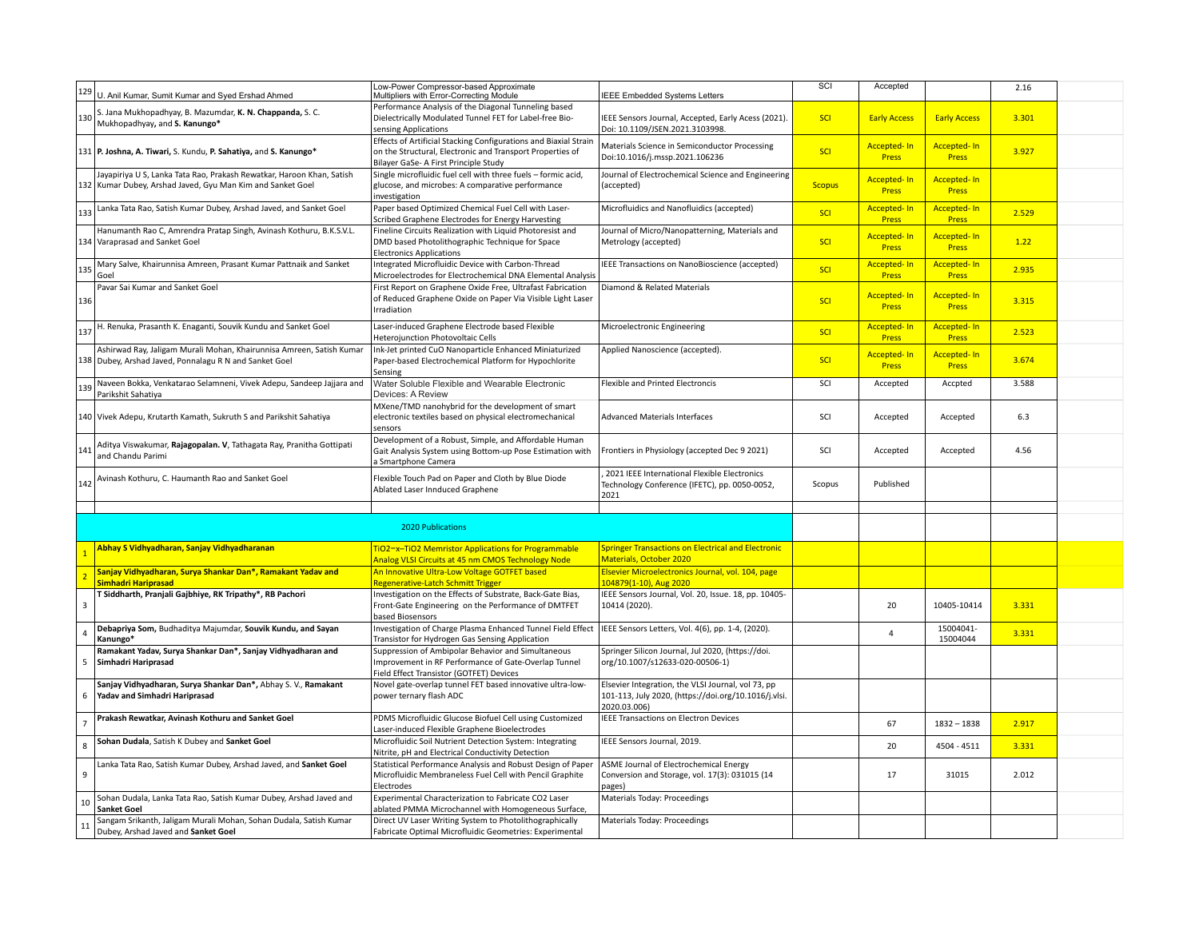| | | | | | | | | |
|---|---|---|---|---|---|---|---|---|
| 129 | U. Anil Kumar, Sumit Kumar and Syed Ershad Ahmed | Low-Power Compressor-based Approximate Multipliers with Error-Correcting Module | IEEE Embedded Systems Letters | SCI | Accepted | | 2.16 | |
| 130 | S. Jana Mukhopadhyay, B. Mazumdar, **K. N. Chappanda,** S. C. Mukhopadhyay, and **S. Kanungo*** | Performance Analysis of the Diagonal Tunneling based Dielectrically Modulated Tunnel FET for Label-free Bio-sensing Applications | IEEE Sensors Journal, Accepted, Early Acess (2021). Doi: 10.1109/JSEN.2021.3103998. | SCI | Early Access | Early Access | 3.301 | |
| 131 | **P. Joshna, A. Tiwari,** S. Kundu, **P. Sahatiya,** and **S. Kanungo*** | Effects of Artificial Stacking Configurations and Biaxial Strain on the Structural, Electronic and Transport Properties of Bilayer GaSe- A First Principle Study | Materials Science in Semiconductor Processing Doi:10.1016/j.mssp.2021.106236 | SCI | Accepted- In Press | Accepted- In Press | 3.927 | |
| 132 | Jayapiriya U S, Lanka Tata Rao, Prakash Rewatkar, Haroon Khan, Satish Kumar Dubey, Arshad Javed, Gyu Man Kim and Sanket Goel | Single microfluidic fuel cell with three fuels – formic acid, glucose, and microbes: A comparative performance investigation | Journal of Electrochemical Science and Engineering (accepted) | Scopus | Accepted- In Press | Accepted- In Press | | |
| 133 | Lanka Tata Rao, Satish Kumar Dubey, Arshad Javed, and Sanket Goel | Paper based Optimized Chemical Fuel Cell with Laser-Scribed Graphene Electrodes for Energy Harvesting | Microfluidics and Nanofluidics (accepted) | SCI | Accepted- In Press | Accepted- In Press | 2.529 | |
| 134 | Hanumanth Rao C, Amrendra Pratap Singh, Avinash Kothuru, B.K.S.V.L. Varaprasad and Sanket Goel | Fineline Circuits Realization with Liquid Photoresist and DMD based Photolithographic Technique for Space Electronics Applications | Journal of Micro/Nanopatterning, Materials and Metrology (accepted) | SCI | Accepted- In Press | Accepted- In Press | 1.22 | |
| 135 | Mary Salve, Khairunnisa Amreen, Prasant Kumar Pattnaik and Sanket Goel | Integrated Microfluidic Device with Carbon-Thread Microelectrodes for Electrochemical DNA Elemental Analysis | IEEE Transactions on NanoBioscience (accepted) | SCI | Accepted- In Press | Accepted- In Press | 2.935 | |
| 136 | Pavar Sai Kumar and Sanket Goel | First Report on Graphene Oxide Free, Ultrafast Fabrication of Reduced Graphene Oxide on Paper Via Visible Light Laser Irradiation | Diamond & Related Materials | SCI | Accepted- In Press | Accepted- In Press | 3.315 | |
| 137 | H. Renuka, Prasanth K. Enaganti, Souvik Kundu and Sanket Goel | Laser-induced Graphene Electrode based Flexible Heterojunction Photovoltaic Cells | Microelectronic Engineering | SCI | Accepted- In Press | Accepted- In Press | 2.523 | |
| 138 | Ashirwad Ray, Jaligam Murali Mohan, Khairunnisa Amreen, Satish Kumar Dubey, Arshad Javed, Ponnalagu R N and Sanket Goel | Ink-Jet printed CuO Nanoparticle Enhanced Miniaturized Paper-based Electrochemical Platform for Hypochlorite Sensing | Applied Nanoscience (accepted). | SCI | Accepted- In Press | Accepted- In Press | 3.674 | |
| 139 | Naveen Bokka, Venkatarao Selamneni, Vivek Adepu, Sandeep Jajjara and Parikshit Sahatiya | Water Soluble Flexible and Wearable Electronic Devices: A Review | Flexible and Printed Electroncis | SCI | Accepted | Accpted | 3.588 | |
| 140 | Vivek Adepu, Krutarth Kamath, Sukruth S and Parikshit Sahatiya | MXene/TMD nanohybrid for the development of smart electronic textiles based on physical electromechanical sensors | Advanced Materials Interfaces | SCI | Accepted | Accepted | 6.3 | |
| 141 | Aditya Viswakumar, **Rajagopalan. V**, Tathagata Ray, Pranitha Gottipati and Chandu Parimi | Development of a Robust, Simple, and Affordable Human Gait Analysis System using Bottom-up Pose Estimation with a Smartphone Camera | Frontiers in Physiology (accepted Dec 9 2021) | SCI | Accepted | Accepted | 4.56 | |
| 142 | Avinash Kothuru, C. Haumanth Rao and Sanket Goel | Flexible Touch Pad on Paper and Cloth by Blue Diode Ablated Laser Innduced Graphene | , 2021 IEEE International Flexible Electronics Technology Conference (IFETC), pp. 0050-0052, 2021 | Scopus | Published | | | |
| | | | | | | | | |
| | | **2020 Publications** | | | | | | |
| 1 | **Abhay S Vidhyadharan, Sanjay Vidhyadharanan** | TiO2−x–TiO2 Memristor Applications for Programmable Analog VLSI Circuits at 45 nm CMOS Technology Node | Springer Transactions on Electrical and Electronic Materials, October 2020 | | | | | |
| 2 | **Sanjay Vidhyadharan, Surya Shankar Dan\*, Ramakant Yadav and Simhadri Hariprasad** | An Innovative Ultra-Low Voltage GOTFET based Regenerative-Latch Schmitt Trigger | Elsevier Microelectronics Journal, vol. 104, page 104879(1-10), Aug 2020 | | | | | |
| 3 | **T Siddharth, Pranjali Gajbhiye, RK Tripathy\*, RB Pachori** | Investigation on the Effects of Substrate, Back-Gate Bias, Front-Gate Engineering on the Performance of DMTFET based Biosensors | IEEE Sensors Journal, Vol. 20, Issue. 18, pp. 10405-10414 (2020). | | 20 | 10405-10414 | 3.331 | |
| 4 | **Debapriya Som,** Budhaditya Majumdar, **Souvik Kundu, and Sayan Kanungo*** | Investigation of Charge Plasma Enhanced Tunnel Field Effect Transistor for Hydrogen Gas Sensing Application | IEEE Sensors Letters, Vol. 4(6), pp. 1-4, (2020). | | 4 | 15004041-15004044 | 3.331 | |
| 5 | **Ramakant Yadav, Surya Shankar Dan\*, Sanjay Vidhyadharan and Simhadri Hariprasad** | Suppression of Ambipolar Behavior and Simultaneous Improvement in RF Performance of Gate-Overlap Tunnel Field Effect Transistor (GOTFET) Devices | Springer Silicon Journal, Jul 2020, (https://doi.org/10.1007/s12633-020-00506-1) | | | | | |
| 6 | **Sanjay Vidhyadharan, Surya Shankar Dan\*,** Abhay S. V., **Ramakant Yadav and Simhadri Hariprasad** | Novel gate-overlap tunnel FET based innovative ultra-low-power ternary flash ADC | Elsevier Integration, the VLSI Journal, vol 73, pp 101-113, July 2020, (https://doi.org/10.1016/j.vlsi.2020.03.006) | | | | | |
| 7 | **Prakash Rewatkar, Avinash Kothuru and Sanket Goel** | PDMS Microfluidic Glucose Biofuel Cell using Customized Laser-induced Flexible Graphene Bioelectrodes | IEEE Transactions on Electron Devices | | 67 | 1832 – 1838 | 2.917 | |
| 8 | **Sohan Dudala**, Satish K Dubey and **Sanket Goel** | Microfluidic Soil Nutrient Detection System: Integrating Nitrite, pH and Electrical Conductivity Detection | IEEE Sensors Journal, 2019. | | 20 | 4504 - 4511 | 3.331 | |
| 9 | Lanka Tata Rao, Satish Kumar Dubey, Arshad Javed, and **Sanket Goel** | Statistical Performance Analysis and Robust Design of Paper Microfluidic Membraneless Fuel Cell with Pencil Graphite Electrodes | ASME Journal of Electrochemical Energy Conversion and Storage, vol. 17(3): 031015 (14 pages) | | 17 | 31015 | 2.012 | |
| 10 | Sohan Dudala, Lanka Tata Rao, Satish Kumar Dubey, Arshad Javed and **Sanket Goel** | Experimental Characterization to Fabricate CO2 Laser ablated PMMA Microchannel with Homogeneous Surface, | Materials Today: Proceedings | | | | | |
| 11 | Sangam Srikanth, Jaligam Murali Mohan, Sohan Dudala, Satish Kumar Dubey, Arshad Javed and **Sanket Goel** | Direct UV Laser Writing System to Photolithographically Fabricate Optimal Microfluidic Geometries: Experimental | Materials Today: Proceedings | | | | | |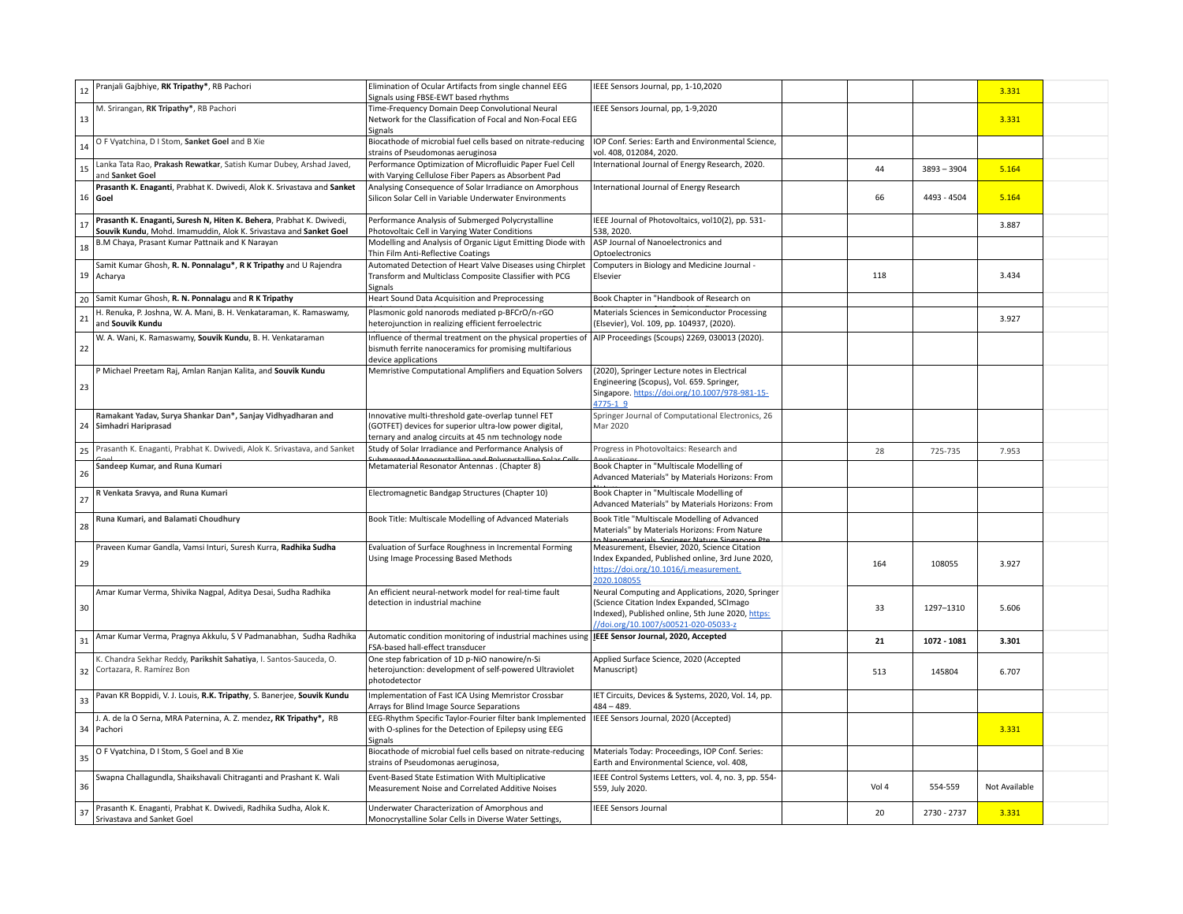| 12 | Pranjali Gajbhiye, **RK Tripathy***, RB Pachori | Elimination of Ocular Artifacts from single channel EEG Signals using FBSE-EWT based rhythms | IEEE Sensors Journal, pp, 1-10,2020 | | | | 3.331 | |
|---|---|---|---|---|---|---|---|---|
| 13 | M. Srirangan, **RK Tripathy***, RB Pachori | Time-Frequency Domain Deep Convolutional Neural Network for the Classification of Focal and Non-Focal EEG Signals | IEEE Sensors Journal, pp, 1-9,2020 | | | | 3.331 | |
| 14 | O F Vyatchina, D I Stom, **Sanket Goel** and B Xie | Biocathode of microbial fuel cells based on nitrate-reducing strains of Pseudomonas aeruginosa | IOP Conf. Series: Earth and Environmental Science, vol. 408, 012084, 2020. | | | | | |
| 15 | Lanka Tata Rao, **Prakash Rewatkar**, Satish Kumar Dubey, Arshad Javed, and **Sanket Goel** | Performance Optimization of Microfluidic Paper Fuel Cell with Varying Cellulose Fiber Papers as Absorbent Pad | International Journal of Energy Research, 2020. | | 44 | 3893 – 3904 | 5.164 | |
| 16 | **Prasanth K. Enaganti**, Prabhat K. Dwivedi, Alok K. Srivastava and **Sanket Goel** | Analysing Consequence of Solar Irradiance on Amorphous Silicon Solar Cell in Variable Underwater Environments | International Journal of Energy Research | | 66 | 4493 - 4504 | 5.164 | |
| 17 | **Prasanth K. Enaganti, Suresh N, Hiten K. Behera**, Prabhat K. Dwivedi, **Souvik Kundu**, Mohd. Imamuddin, Alok K. Srivastava and **Sanket Goel** | Performance Analysis of Submerged Polycrystalline Photovoltaic Cell in Varying Water Conditions | IEEE Journal of Photovoltaics, vol10(2), pp. 531-538, 2020. | | | | 3.887 | |
| 18 | B.M Chaya, Prasant Kumar Pattnaik and K Narayan | Modelling and Analysis of Organic Ligut Emitting Diode with Thin Film Anti-Reflective Coatings | ASP Journal of Nanoelectronics and Optoelectronics | | | | | |
| 19 | Samit Kumar Ghosh, **R. N. Ponnalagu***, **R K Tripathy** and U Rajendra Acharya | Automated Detection of Heart Valve Diseases using Chirplet Transform and Multiclass Composite Classifier with PCG Signals | Computers in Biology and Medicine Journal - Elsevier | | 118 | | 3.434 | |
| 20 | Samit Kumar Ghosh, **R. N. Ponnalagu** and **R K Tripathy** | Heart Sound Data Acquisition and Preprocessing | Book Chapter in "Handbook of Research on | | | | | |
| 21 | H. Renuka, P. Joshna, W. A. Mani, B. H. Venkataraman, K. Ramaswamy, and **Souvik Kundu** | Plasmonic gold nanorods mediated p-BFCrO/n-rGO heterojunction in realizing efficient ferroelectric | Materials Sciences in Semiconductor Processing (Elsevier), Vol. 109, pp. 104937, (2020). | | | | 3.927 | |
| 22 | W. A. Wani, K. Ramaswamy, **Souvik Kundu**, B. H. Venkataraman | Influence of thermal treatment on the physical properties of bismuth ferrite nanoceramics for promising multifarious device applications | AIP Proceedings (Scoups) 2269, 030013 (2020). | | | | | |
| 23 | P Michael Preetam Raj, Amlan Ranjan Kalita, and **Souvik Kundu** | Memristive Computational Amplifiers and Equation Solvers | (2020), Springer Lecture notes in Electrical Engineering (Scopus), Vol. 659. Springer, Singapore. https://doi.org/10.1007/978-981-15-4775-1_9 | | | | | |
| 24 | **Ramakant Yadav, Surya Shankar Dan*, Sanjay Vidhyadharan and Simhadri Hariprasad** | Innovative multi-threshold gate-overlap tunnel FET (GOTFET) devices for superior ultra-low power digital, ternary and analog circuits at 45 nm technology node | Springer Journal of Computational Electronics, 26 Mar 2020 | | | | | |
| 25 | Prasanth K. Enaganti, Prabhat K. Dwivedi, Alok K. Srivastava, and Sanket Goel | Study of Solar Irradiance and Performance Analysis of Submerged Monocrystalline and Polycrystalline Solar Cells | Progress in Photovoltaics: Research and Applications | | 28 | 725-735 | 7.953 | |
| 26 | **Sandeep Kumar, and Runa Kumari** | Metamaterial Resonator Antennas . (Chapter 8) | Book Chapter in "Multiscale Modelling of Advanced Materials" by Materials Horizons: From Nature | | | | | |
| 27 | **R Venkata Sravya, and Runa Kumari** | Electromagnetic Bandgap Structures (Chapter 10) | Book Chapter in "Multiscale Modelling of Advanced Materials" by Materials Horizons: From Nature | | | | | |
| 28 | **Runa Kumari, and Balamati Choudhury** | Book Title: Multiscale Modelling of Advanced Materials | Book Title "Multiscale Modelling of Advanced Materials" by Materials Horizons: From Nature to Nanomaterials, Springer Nature Singapore Pte | | | | | |
| 29 | Praveen Kumar Gandla, Vamsi Inturi, Suresh Kurra, **Radhika Sudha** | Evaluation of Surface Roughness in Incremental Forming Using Image Processing Based Methods | Measurement, Elsevier, 2020, Science Citation Index Expanded, Published online, 3rd June 2020, https://doi.org/10.1016/j.measurement.2020.108055 | | 164 | 108055 | 3.927 | |
| 30 | Amar Kumar Verma, Shivika Nagpal, Aditya Desai, Sudha Radhika | An efficient neural-network model for real-time fault detection in industrial machine | Neural Computing and Applications, 2020, Springer (Science Citation Index Expanded, SCImago Indexed), Published online, 5th June 2020, https://doi.org/10.1007/s00521-020-05033-z | | 33 | 1297–1310 | 5.606 | |
| 31 | Amar Kumar Verma, Pragnya Akkulu, S V Padmanabhan, Sudha Radhika | Automatic condition monitoring of industrial machines using FSA-based hall-effect transducer | **IEEE Sensor Journal, 2020, Accepted** | | **21** | **1072 - 1081** | **3.301** | |
| 32 | K. Chandra Sekhar Reddy, **Parikshit Sahatiya**, I. Santos-Sauceda, O. Cortazara, R. Ramírez Bon | One step fabrication of 1D p-NiO nanowire/n-Si heterojunction: development of self-powered Ultraviolet photodetector | Applied Surface Science, 2020 (Accepted Manuscript) | | 513 | 145804 | 6.707 | |
| 33 | Pavan KR Boppidi, V. J. Louis, **R.K. Tripathy**, S. Banerjee, **Souvik Kundu** | Implementation of Fast ICA Using Memristor Crossbar Arrays for Blind Image Source Separations | IET Circuits, Devices & Systems, 2020, Vol. 14, pp. 484 – 489. | | | | | |
| 34 | J. A. de la O Serna, MRA Paternina, A. Z. mendez, **RK Tripathy***, RB Pachori | EEG-Rhythm Specific Taylor-Fourier filter bank Implemented with O-splines for the Detection of Epilepsy using EEG Signals | IEEE Sensors Journal, 2020 (Accepted) | | | | 3.331 | |
| 35 | O F Vyatchina, D I Stom, S Goel and B Xie | Biocathode of microbial fuel cells based on nitrate-reducing strains of Pseudomonas aeruginosa, | Materials Today: Proceedings, IOP Conf. Series: Earth and Environmental Science, vol. 408, | | | | | |
| 36 | Swapna Challagundla, Shaikshavali Chitraganti and Prashant K. Wali | Event-Based State Estimation With Multiplicative Measurement Noise and Correlated Additive Noises | IEEE Control Systems Letters, vol. 4, no. 3, pp. 554-559, July 2020. | | Vol 4 | 554-559 | Not Available | |
| 37 | Prasanth K. Enaganti, Prabhat K. Dwivedi, Radhika Sudha, Alok K. Srivastava and Sanket Goel | Underwater Characterization of Amorphous and Monocrystalline Solar Cells in Diverse Water Settings, | IEEE Sensors Journal | | 20 | 2730 - 2737 | 3.331 | |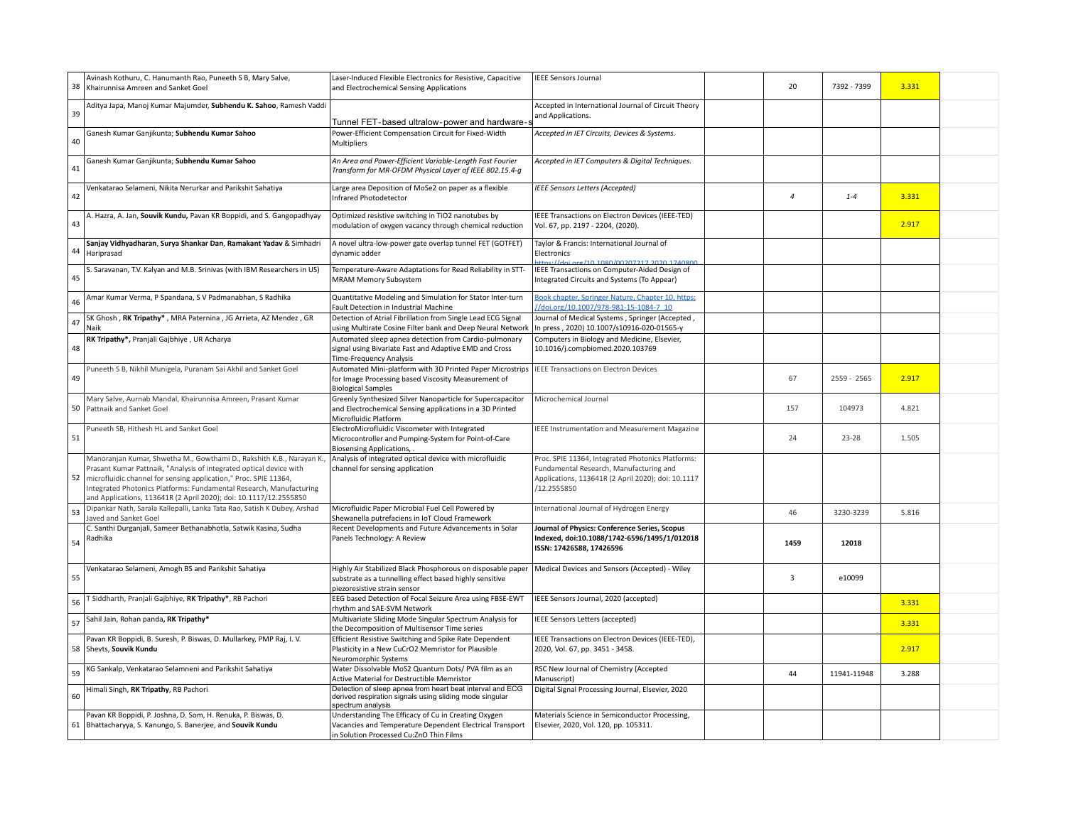| | | | | | | | | |
|---|---|---|---|---|---|---|---|---|
| 38 | Avinash Kothuru, C. Hanumanth Rao, Puneeth S B, Mary Salve, Khairunnisa Amreen and Sanket Goel | Laser-Induced Flexible Electronics for Resistive, Capacitive and Electrochemical Sensing Applications | IEEE Sensors Journal | | 20 | 7392 - 7399 | 3.331 | |
| 39 | Aditya Japa, Manoj Kumar Majumder, **Subhendu K. Sahoo**, Ramesh Vaddi | Tunnel FET-based ultralow-power and hardware-s | Accepted in International Journal of Circuit Theory and Applications. | | | | | |
| 40 | Ganesh Kumar Ganjikunta; **Subhendu Kumar Sahoo** | Power-Efficient Compensation Circuit for Fixed-Width Multipliers | *Accepted in IET Circuits, Devices & Systems.* | | | | | |
| 41 | Ganesh Kumar Ganjikunta; **Subhendu Kumar Sahoo** | *An Area and Power-Efficient Variable-Length Fast Fourier Transform for MR-OFDM Physical Layer of IEEE 802.15.4-g* | *Accepted in IET Computers & Digital Techniques.* | | | | | |
| 42 | Venkatarao Selameni, Nikita Nerurkar and Parikshit Sahatiya | Large area Deposition of MoSe2 on paper as a flexible Infrared Photodetector | *IEEE Sensors Letters (Accepted)* | | *4* | *1-4* | 3.331 | |
| 43 | A. Hazra, A. Jan, **Souvik Kundu,** Pavan KR Boppidi, and S. Gangopadhyay | Optimized resistive switching in TiO2 nanotubes by modulation of oxygen vacancy through chemical reduction | IEEE Transactions on Electron Devices (IEEE-TED) Vol. 67, pp. 2197 - 2204, (2020). | | | | 2.917 | |
| 44 | **Sanjay Vidhyadharan**, **Surya Shankar Dan**, **Ramakant Yadav** & Simhadri Hariprasad | A novel ultra-low-power gate overlap tunnel FET (GOTFET) dynamic adder | Taylor & Francis: International Journal of Electronics https://doi.org/10.1080/00207217.2020.1740800 | | | | | |
| 45 | S. Saravanan, T.V. Kalyan and M.B. Srinivas (with IBM Researchers in US) | Temperature-Aware Adaptations for Read Reliability in STT-MRAM Memory Subsystem | IEEE Transactions on Computer-Aided Design of Integrated Circuits and Systems (To Appear) | | | | | |
| 46 | Amar Kumar Verma, P Spandana, S V Padmanabhan, S Radhika | Quantitative Modeling and Simulation for Stator Inter-turn Fault Detection in Industrial Machine | Book chapter, Springer Nature, Chapter 10, https://doi.org/10.1007/978-981-15-1084-7_10 | | | | | |
| 47 | SK Ghosh , **RK Tripathy\*** , MRA Paternina , JG Arrieta, AZ Mendez , GR Naik | Detection of Atrial Fibrillation from Single Lead ECG Signal using Multirate Cosine Filter bank and Deep Neural Network | Journal of Medical Systems , Springer (Accepted , In press , 2020) 10.1007/s10916-020-01565-y | | | | | |
| 48 | **RK Tripathy\*,** Pranjali Gajbhiye , UR Acharya | Automated sleep apnea detection from Cardio-pulmonary signal using Bivariate Fast and Adaptive EMD and Cross Time-Frequency Analysis | Computers in Biology and Medicine, Elsevier, 10.1016/j.compbiomed.2020.103769 | | | | | |
| 49 | Puneeth S B, Nikhil Munigela, Puranam Sai Akhil and Sanket Goel | Automated Mini-platform with 3D Printed Paper Microstrips for Image Processing based Viscosity Measurement of Biological Samples | IEEE Transactions on Electron Devices | | 67 | 2559 - 2565 | 2.917 | |
| 50 | Mary Salve, Aurnab Mandal, Khairunnisa Amreen, Prasant Kumar Pattnaik and Sanket Goel | Greenly Synthesized Silver Nanoparticle for Supercapacitor and Electrochemical Sensing applications in a 3D Printed Microfluidic Platform | Microchemical Journal | | 157 | 104973 | 4.821 | |
| 51 | Puneeth SB, Hithesh HL and Sanket Goel | ElectroMicrofluidic Viscometer with Integrated Microcontroller and Pumping-System for Point-of-Care Biosensing Applications, . | IEEE Instrumentation and Measurement Magazine | | 24 | 23-28 | 1.505 | |
| 52 | Manoranjan Kumar, Shwetha M., Gowthami D., Rakshith K.B., Narayan K., Prasant Kumar Pattnaik, "Analysis of integrated optical device with microfluidic channel for sensing application," Proc. SPIE 11364, Integrated Photonics Platforms: Fundamental Research, Manufacturing and Applications, 113641R (2 April 2020); doi: 10.1117/12.2555850 | Analysis of integrated optical device with microfluidic channel for sensing application | Proc. SPIE 11364, Integrated Photonics Platforms: Fundamental Research, Manufacturing and Applications, 113641R (2 April 2020); doi: 10.1117/12.2555850 | | | | | |
| 53 | Dipankar Nath, Sarala Kallepalli, Lanka Tata Rao, Satish K Dubey, Arshad Javed and Sanket Goel | Microfluidic Paper Microbial Fuel Cell Powered by Shewanella putrefaciens in IoT Cloud Framework | International Journal of Hydrogen Energy | | 46 | 3230-3239 | 5.816 | |
| 54 | C. Santhi Durganjali, Sameer Bethanabhotla, Satwik Kasina, Sudha Radhika | Recent Developments and Future Advancements in Solar Panels Technology: A Review | **Journal of Physics: Conference Series, Scopus Indexed, doi:10.1088/1742-6596/1495/1/012018 ISSN: 17426588, 17426596** | | **1459** | **12018** | | |
| 55 | Venkatarao Selameni, Amogh BS and Parikshit Sahatiya | Highly Air Stabilized Black Phosphorous on disposable paper substrate as a tunnelling effect based highly sensitive piezoresistive strain sensor | Medical Devices and Sensors (Accepted) - Wiley | | 3 | e10099 | | |
| 56 | T Siddharth, Pranjali Gajbhiye, **RK Tripathy\***, RB Pachori | EEG based Detection of Focal Seizure Area using FBSE-EWT rhythm and SAE-SVM Network | IEEE Sensors Journal, 2020 (accepted) | | | | 3.331 | |
| 57 | Sahil Jain, Rohan panda**, RK Tripathy\*** | Multivariate Sliding Mode Singular Spectrum Analysis for the Decomposition of Multisensor Time series | IEEE Sensors Letters (accepted) | | | | 3.331 | |
| 58 | Pavan KR Boppidi, B. Suresh, P. Biswas, D. Mullarkey, PMP Raj, I. V. Shevts, **Souvik Kundu** | Efficient Resistive Switching and Spike Rate Dependent Plasticity in a New CuCrO2 Memristor for Plausible Neuromorphic Systems | IEEE Transactions on Electron Devices (IEEE-TED), 2020, Vol. 67, pp. 3451 - 3458. | | | | 2.917 | |
| 59 | KG Sankalp, Venkatarao Selamneni and Parikshit Sahatiya | Water Dissolvable MoS2 Quantum Dots/ PVA film as an Active Material for Destructible Memristor | RSC New Journal of Chemistry (Accepted Manuscript) | | 44 | 11941-11948 | 3.288 | |
| 60 | Himali Singh, **RK Tripathy**, RB Pachori | Detection of sleep apnea from heart beat interval and ECG derived respiration signals using sliding mode singular spectrum analysis | Digital Signal Processing Journal, Elsevier, 2020 | | | | | |
| 61 | Pavan KR Boppidi, P. Joshna, D. Som, H. Renuka, P. Biswas, D. Bhattacharyya, S. Kanungo, S. Banerjee, and **Souvik Kundu** | Understanding The Efficacy of Cu in Creating Oxygen Vacancies and Temperature Dependent Electrical Transport in Solution Processed Cu:ZnO Thin Films | Materials Science in Semiconductor Processing, Elsevier, 2020, Vol. 120, pp. 105311. | | | | | |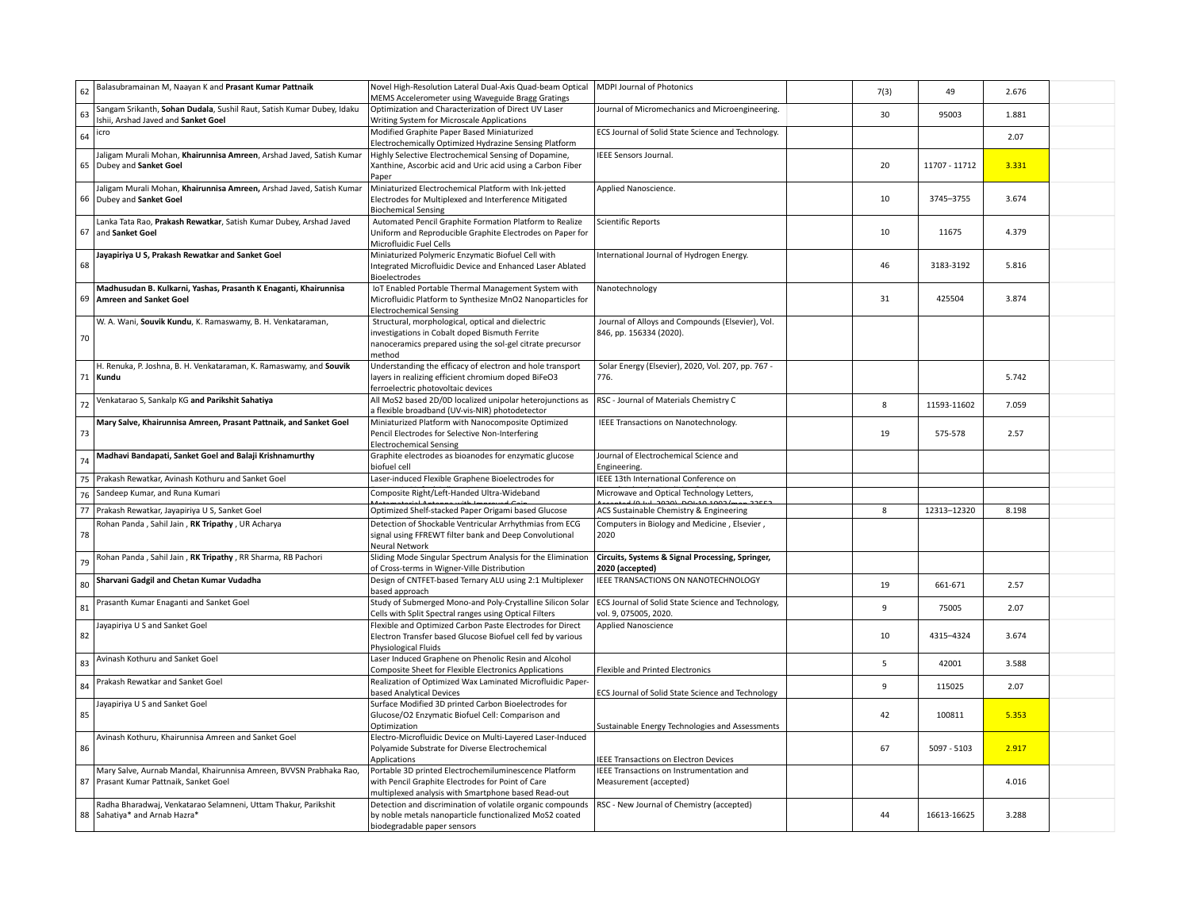| 62 | Balasubramainan M, Naayan K and **Prasant Kumar Pattnaik** | Novel High-Resolution Lateral Dual-Axis Quad-beam Optical MEMS Accelerometer using Waveguide Bragg Gratings | MDPI Journal of Photonics | | 7(3) | 49 | 2.676 | |
|---|---|---|---|---|---|---|---|---|
| 63 | Sangam Srikanth, **Sohan Dudala**, Sushil Raut, Satish Kumar Dubey, Idaku Ishii, Arshad Javed and **Sanket Goel** | Optimization and Characterization of Direct UV Laser Writing System for Microscale Applications | Journal of Micromechanics and Microengineering. | | 30 | 95003 | 1.881 | |
| 64 | icro | Modified Graphite Paper Based Miniaturized Electrochemically Optimized Hydrazine Sensing Platform | ECS Journal of Solid State Science and Technology. | | | | 2.07 | |
| 65 | Jaligam Murali Mohan, **Khairunnisa Amreen**, Arshad Javed, Satish Kumar Dubey and **Sanket Goel** | Highly Selective Electrochemical Sensing of Dopamine, Xanthine, Ascorbic acid and Uric acid using a Carbon Fiber Paper | IEEE Sensors Journal. | | 20 | 11707 - 11712 | 3.331 | |
| 66 | Jaligam Murali Mohan, **Khairunnisa Amreen,** Arshad Javed, Satish Kumar Dubey and **Sanket Goel** | Miniaturized Electrochemical Platform with Ink-jetted Electrodes for Multiplexed and Interference Mitigated Biochemical Sensing | Applied Nanoscience. | | 10 | 3745–3755 | 3.674 | |
| 67 | Lanka Tata Rao, **Prakash Rewatkar**, Satish Kumar Dubey, Arshad Javed and **Sanket Goel** | Automated Pencil Graphite Formation Platform to Realize Uniform and Reproducible Graphite Electrodes on Paper for Microfluidic Fuel Cells | Scientific Reports | | 10 | 11675 | 4.379 | |
| 68 | **Jayapiriya U S, Prakash Rewatkar and Sanket Goel** | Miniaturized Polymeric Enzymatic Biofuel Cell with Integrated Microfluidic Device and Enhanced Laser Ablated Bioelectrodes | International Journal of Hydrogen Energy. | | 46 | 3183-3192 | 5.816 | |
| 69 | **Madhusudan B. Kulkarni, Yashas, Prasanth K Enaganti, Khairunnisa Amreen and Sanket Goel** | IoT Enabled Portable Thermal Management System with Microfluidic Platform to Synthesize MnO2 Nanoparticles for Electrochemical Sensing | Nanotechnology | | 31 | 425504 | 3.874 | |
| 70 | W. A. Wani, **Souvik Kundu**, K. Ramaswamy, B. H. Venkataraman, | Structural, morphological, optical and dielectric investigations in Cobalt doped Bismuth Ferrite nanoceramics prepared using the sol-gel citrate precursor method | Journal of Alloys and Compounds (Elsevier), Vol. 846, pp. 156334 (2020). | | | | | |
| 71 | H. Renuka, P. Joshna, B. H. Venkataraman, K. Ramaswamy, and **Souvik Kundu** | Understanding the efficacy of electron and hole transport layers in realizing efficient chromium doped BiFeO3 ferroelectric photovoltaic devices | Solar Energy (Elsevier), 2020, Vol. 207, pp. 767 - 776. | | | | 5.742 | |
| 72 | Venkatarao S, Sankalp KG **and Parikshit Sahatiya** | All MoS2 based 2D/0D localized unipolar heterojunctions as a flexible broadband (UV-vis-NIR) photodetector | RSC - Journal of Materials Chemistry C | | 8 | 11593-11602 | 7.059 | |
| 73 | **Mary Salve, Khairunnisa Amreen, Prasant Pattnaik, and Sanket Goel** | Miniaturized Platform with Nanocomposite Optimized Pencil Electrodes for Selective Non-Interfering Electrochemical Sensing | IEEE Transactions on Nanotechnology. | | 19 | 575-578 | 2.57 | |
| 74 | **Madhavi Bandapati, Sanket Goel and Balaji Krishnamurthy** | Graphite electrodes as bioanodes for enzymatic glucose biofuel cell | Journal of Electrochemical Science and Engineering. | | | | | |
| 75 | Prakash Rewatkar, Avinash Kothuru and Sanket Goel | Laser-induced Flexible Graphene Bioelectrodes for | IEEE 13th International Conference on | | | | | |
| 76 | Sandeep Kumar, and Runa Kumari | Composite Right/Left-Handed Ultra-Wideband | Microwave and Optical Technology Letters, | | | | | |
| 77 | Prakash Rewatkar, Jayapiriya U S, Sanket Goel | Optimized Shelf-stacked Paper Origami based Glucose | ACS Sustainable Chemistry & Engineering | | 8 | 12313–12320 | 8.198 | |
| 78 | Rohan Panda , Sahil Jain , **RK Tripathy** , UR Acharya | Detection of Shockable Ventricular Arrhythmias from ECG signal using FFREWT filter bank and Deep Convolutional Neural Network | Computers in Biology and Medicine , Elsevier , 2020 | | | | | |
| 79 | Rohan Panda , Sahil Jain , **RK Tripathy** , RR Sharma, RB Pachori | Sliding Mode Singular Spectrum Analysis for the Elimination of Cross-terms in Wigner-Ville Distribution | **Circuits, Systems & Signal Processing, Springer, 2020 (accepted)** | | | | | |
| 80 | **Sharvani Gadgil and Chetan Kumar Vudadha** | Design of CNTFET-based Ternary ALU using 2:1 Multiplexer based approach | IEEE TRANSACTIONS ON NANOTECHNOLOGY | | 19 | 661-671 | 2.57 | |
| 81 | Prasanth Kumar Enaganti and Sanket Goel | Study of Submerged Mono-and Poly-Crystalline Silicon Solar Cells with Split Spectral ranges using Optical Filters | ECS Journal of Solid State Science and Technology, vol. 9, 075005, 2020. | | 9 | 75005 | 2.07 | |
| 82 | Jayapiriya U S and Sanket Goel | Flexible and Optimized Carbon Paste Electrodes for Direct Electron Transfer based Glucose Biofuel cell fed by various Physiological Fluids | Applied Nanoscience | | 10 | 4315–4324 | 3.674 | |
| 83 | Avinash Kothuru and Sanket Goel | Laser Induced Graphene on Phenolic Resin and Alcohol Composite Sheet for Flexible Electronics Applications | Flexible and Printed Electronics | | 5 | 42001 | 3.588 | |
| 84 | Prakash Rewatkar and Sanket Goel | Realization of Optimized Wax Laminated Microfluidic Paper-based Analytical Devices | ECS Journal of Solid State Science and Technology | | 9 | 115025 | 2.07 | |
| 85 | Jayapiriya U S and Sanket Goel | Surface Modified 3D printed Carbon Bioelectrodes for Glucose/O2 Enzymatic Biofuel Cell: Comparison and Optimization | Sustainable Energy Technologies and Assessments | | 42 | 100811 | 5.353 | |
| 86 | Avinash Kothuru, Khairunnisa Amreen and Sanket Goel | Electro-Microfluidic Device on Multi-Layered Laser-Induced Polyamide Substrate for Diverse Electrochemical Applications | IEEE Transactions on Electron Devices | | 67 | 5097 - 5103 | 2.917 | |
| 87 | Mary Salve, Aurnab Mandal, Khairunnisa Amreen, BVVSN Prabhaka Rao, Prasant Kumar Pattnaik, Sanket Goel | Portable 3D printed Electrochemiluminescence Platform with Pencil Graphite Electrodes for Point of Care multiplexed analysis with Smartphone based Read-out | IEEE Transactions on Instrumentation and Measurement (accepted) | | | | 4.016 | |
| 88 | Radha Bharadwaj, Venkatarao Selamneni, Uttam Thakur, Parikshit Sahatiya* and Arnab Hazra* | Detection and discrimination of volatile organic compounds by noble metals nanoparticle functionalized MoS2 coated biodegradable paper sensors | RSC - New Journal of Chemistry (accepted) | | 44 | 16613-16625 | 3.288 | |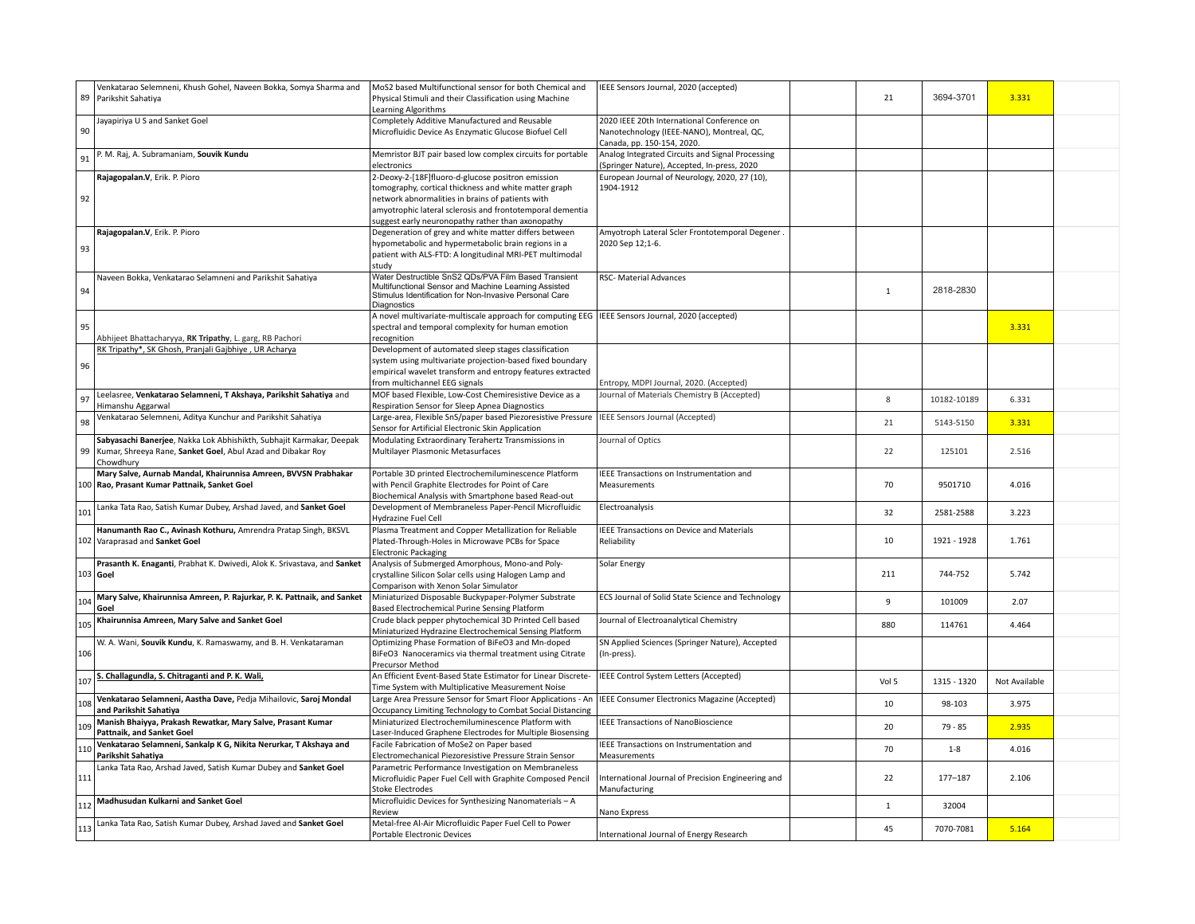| 89 | Venkatarao Selemneni, Khush Gohel, Naveen Bokka, Somya Sharma and Parikshit Sahatiya | MoS2 based Multifunctional sensor for both Chemical and Physical Stimuli and their Classification using Machine Learning Algorithms | IEEE Sensors Journal, 2020 (accepted) | | 21 | 3694-3701 | 3.331 | |
|---|---|---|---|---|---|---|---|---|
| 90 | Jayapiriya U S and Sanket Goel | Completely Additive Manufactured and Reusable Microfluidic Device As Enzymatic Glucose Biofuel Cell | 2020 IEEE 20th International Conference on Nanotechnology (IEEE-NANO), Montreal, QC, Canada, pp. 150-154, 2020. | | | | | |
| 91 | P. M. Raj, A. Subramaniam, **Souvik Kundu** | Memristor BJT pair based low complex circuits for portable electronics | Analog Integrated Circuits and Signal Processing (Springer Nature), Accepted, In-press, 2020 | | | | | |
| 92 | **Rajagopalan.V**, Erik. P. Pioro | 2-Deoxy-2-[18F]fluoro-d-glucose positron emission tomography, cortical thickness and white matter graph network abnormalities in brains of patients with amyotrophic lateral sclerosis and frontotemporal dementia suggest early neuronopathy rather than axonopathy | European Journal of Neurology, 2020, 27 (10), 1904-1912 | | | | | |
| 93 | **Rajagopalan.V**, Erik. P. Pioro | Degeneration of grey and white matter differs between hypometabolic and hypermetabolic brain regions in a patient with ALS-FTD: A longitudinal MRI-PET multimodal study | Amyotroph Lateral Scler Frontotemporal Degener . 2020 Sep 12;1-6. | | | | | |
| 94 | Naveen Bokka, Venkatarao Selamneni and Parikshit Sahatiya | Water Destructible SnS2 QDs/PVA Film Based Transient Multifunctional Sensor and Machine Learning Assisted Stimulus Identification for Non-Invasive Personal Care Diagnostics | RSC- Material Advances | | 1 | 2818-2830 | | |
| 95 | Abhijeet Bhattacharyya, **RK Tripathy**, L. garg, RB Pachori | A novel multivariate-multiscale approach for computing EEG spectral and temporal complexity for human emotion recognition | IEEE Sensors Journal, 2020 (accepted) | | | | 3.331 | |
| 96 | RK Tripathy*, SK Ghosh, Pranjali Gajbhiye , UR Acharya | Development of automated sleep stages classification system using multivariate projection-based fixed boundary empirical wavelet transform and entropy features extracted from multichannel EEG signals | Entropy, MDPI Journal, 2020. (Accepted) | | | | | |
| 97 | Leelasree, **Venkatarao Selamneni, T Akshaya, Parikshit Sahatiya** and Himanshu Aggarwal | MOF based Flexible, Low-Cost Chemiresistive Device as a Respiration Sensor for Sleep Apnea Diagnostics | Journal of Materials Chemistry B (Accepted) | | 8 | 10182-10189 | 6.331 | |
| 98 | Venkatarao Selemneni, Aditya Kunchur and Parikshit Sahatiya | Large-area, Flexible SnS/paper based Piezoresistive Pressure Sensor for Artificial Electronic Skin Application | IEEE Sensors Journal (Accepted) | | 21 | 5143-5150 | 3.331 | |
| 99 | **Sabyasachi Banerjee**, Nakka Lok Abhishikth, Subhajit Karmakar, Deepak Kumar, Shreeya Rane, **Sanket Goel**, Abul Azad and Dibakar Roy Chowdhury | Modulating Extraordinary Terahertz Transmissions in Multilayer Plasmonic Metasurfaces | Journal of Optics | | 22 | 125101 | 2.516 | |
| 100 | **Mary Salve, Aurnab Mandal, Khairunnisa Amreen, BVVSN Prabhakar Rao, Prasant Kumar Pattnaik, Sanket Goel** | Portable 3D printed Electrochemiluminescence Platform with Pencil Graphite Electrodes for Point of Care Biochemical Analysis with Smartphone based Read-out | IEEE Transactions on Instrumentation and Measurements | | 70 | 9501710 | 4.016 | |
| 101 | Lanka Tata Rao, Satish Kumar Dubey, Arshad Javed, and **Sanket Goel** | Development of Membraneless Paper-Pencil Microfluidic Hydrazine Fuel Cell | Electroanalysis | | 32 | 2581-2588 | 3.223 | |
| 102 | **Hanumanth Rao C., Avinash Kothuru,** Amrendra Pratap Singh, BKSVL Varaprasad and **Sanket Goel** | Plasma Treatment and Copper Metallization for Reliable Plated-Through-Holes in Microwave PCBs for Space Electronic Packaging | IEEE Transactions on Device and Materials Reliability | | 10 | 1921 - 1928 | 1.761 | |
| 103 | **Prasanth K. Enaganti**, Prabhat K. Dwivedi, Alok K. Srivastava, and **Sanket Goel** | Analysis of Submerged Amorphous, Mono-and Poly-crystalline Silicon Solar cells using Halogen Lamp and Comparison with Xenon Solar Simulator | Solar Energy | | 211 | 744-752 | 5.742 | |
| 104 | **Mary Salve, Khairunnisa Amreen, P. Rajurkar, P. K. Pattnaik, and Sanket Goel** | Miniaturized Disposable Buckypaper-Polymer Substrate Based Electrochemical Purine Sensing Platform | ECS Journal of Solid State Science and Technology | | 9 | 101009 | 2.07 | |
| 105 | **Khairunnisa Amreen, Mary Salve and Sanket Goel** | Crude black pepper phytochemical 3D Printed Cell based Miniaturized Hydrazine Electrochemical Sensing Platform | Journal of Electroanalytical Chemistry | | 880 | 114761 | 4.464 | |
| 106 | W. A. Wani, **Souvik Kundu**, K. Ramaswamy, and B. H. Venkataraman | Optimizing Phase Formation of BiFeO3 and Mn-doped BiFeO3 Nanoceramics via thermal treatment using Citrate Precursor Method | SN Applied Sciences (Springer Nature), Accepted (In-press). | | | | | |
| 107 | **S. Challagundla, S. Chitraganti and P. K. Wali,** | An Efficient Event-Based State Estimator for Linear Discrete-Time System with Multiplicative Measurement Noise | IEEE Control System Letters (Accepted) | | Vol 5 | 1315 - 1320 | Not Available | |
| 108 | **Venkatarao Selamneni, Aastha Dave,** Pedja Mihailovic, **Saroj Mondal and Parikshit Sahatiya** | Large Area Pressure Sensor for Smart Floor Applications - An Occupancy Limiting Technology to Combat Social Distancing | IEEE Consumer Electronics Magazine (Accepted) | | 10 | 98-103 | 3.975 | |
| 109 | **Manish Bhaiyya, Prakash Rewatkar, Mary Salve, Prasant Kumar Pattnaik, and Sanket Goel** | Miniaturized Electrochemiluminescence Platform with Laser-Induced Graphene Electrodes for Multiple Biosensing | IEEE Transactions of NanoBioscience | | 20 | 79 - 85 | 2.935 | |
| 110 | **Venkatarao Selamneni, Sankalp K G, Nikita Nerurkar, T Akshaya and Parikshit Sahatiya** | Facile Fabrication of MoSe2 on Paper based Electromechanical Piezoresistive Pressure Strain Sensor | IEEE Transactions on Instrumentation and Measurements | | 70 | 1-8 | 4.016 | |
| 111 | Lanka Tata Rao, Arshad Javed, Satish Kumar Dubey and **Sanket Goel** | Parametric Performance Investigation on Membraneless Microfluidic Paper Fuel Cell with Graphite Composed Pencil Stoke Electrodes | International Journal of Precision Engineering and Manufacturing | | 22 | 177–187 | 2.106 | |
| 112 | **Madhusudan Kulkarni and Sanket Goel** | Microfluidic Devices for Synthesizing Nanomaterials – A Review | Nano Express | | 1 | 32004 | | |
| 113 | Lanka Tata Rao, Satish Kumar Dubey, Arshad Javed and **Sanket Goel** | Metal-free Al-Air Microfluidic Paper Fuel Cell to Power Portable Electronic Devices | International Journal of Energy Research | | 45 | 7070-7081 | 5.164 | |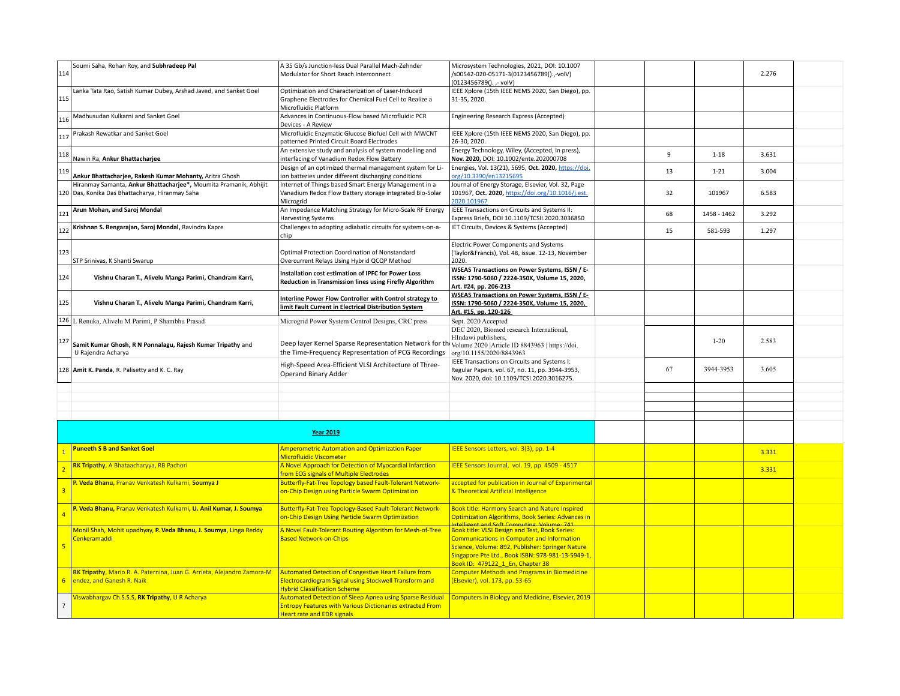| # | Authors | Title | Journal/Conference | | Volume | Pages | Impact Factor | |
|---|---|---|---|---|---|---|---|---|
| 114 | Soumi Saha, Rohan Roy, and **Subhradeep Pal** | A 35 Gb/s Junction-less Dual Parallel Mach-Zehnder Modulator for Short Reach Interconnect | Microsystem Technologies, 2021, DOI: 10.1007 /s00542-020-05171-3(0123456789().,-volV) (0123456789().,- volV) | | | | 2.276 | |
| 115 | Lanka Tata Rao, Satish Kumar Dubey, Arshad Javed, and Sanket Goel | Optimization and Characterization of Laser-Induced Graphene Electrodes for Chemical Fuel Cell to Realize a Microfluidic Platform | IEEE Xplore (15th IEEE NEMS 2020, San Diego), pp. 31-35, 2020. | | | | | |
| 116 | Madhusudan Kulkarni and Sanket Goel | Advances in Continuous-Flow based Microfluidic PCR Devices - A Review | Engineering Research Express (Accepted) | | | | | |
| 117 | Prakash Rewatkar and Sanket Goel | Microfluidic Enzymatic Glucose Biofuel Cell with MWCNT patterned Printed Circuit Board Electrodes | IEEE Xplore (15th IEEE NEMS 2020, San Diego), pp. 26-30, 2020. | | | | | |
| 118 | Nawin Ra, **Ankur Bhattacharjee** | An extensive study and analysis of system modelling and interfacing of Vanadium Redox Flow Battery | Energy Technology, Wiley, (Accepted, In press), **Nov. 2020,** DOI: 10.1002/ente.202000708 | | 9 | 1-18 | 3.631 | |
| 119 | **Ankur Bhattacharjee, Rakesh Kumar Mohanty,** Aritra Ghosh | Design of an optimized thermal management system for Li-ion batteries under different discharging conditions | Energies, Vol. 13(21), 5695, **Oct. 2020,** https://doi.org/10.3390/en13215695 | | 13 | 1-21 | 3.004 | |
| 120 | Hiranmay Samanta, **Ankur Bhattacharjee\*,** Moumita Pramanik, Abhijit Das, Konika Das Bhattacharya, Hiranmay Saha | Internet of Things based Smart Energy Management in a Vanadium Redox Flow Battery storage integrated Bio-Solar Microgrid | Journal of Energy Storage, Elsevier, Vol. 32, Page 101967, **Oct. 2020,** https://doi.org/10.1016/j.est.2020.101967 | | 32 | 101967 | 6.583 | |
| 121 | **Arun Mohan, and Saroj Mondal** | An Impedance Matching Strategy for Micro-Scale RF Energy Harvesting Systems | IEEE Transactions on Circuits and Systems II: Express Briefs, DOI 10.1109/TCSII.2020.3036850 | | 68 | 1458 - 1462 | 3.292 | |
| 122 | **Krishnan S. Rengarajan, Saroj Mondal,** Ravindra Kapre | Challenges to adopting adiabatic circuits for systems-on-a-chip | IET Circuits, Devices & Systems (Accepted) | | 15 | 581-593 | 1.297 | |
| 123 | STP Srinivas, K Shanti Swarup | Optimal Protection Coordination of Nonstandard Overcurrent Relays Using Hybrid QCQP Method | Electric Power Components and Systems (Taylor&Francis), Vol. 48, issue. 12-13, November 2020. | | | | | |
| 124 | **Vishnu Charan T., Alivelu Manga Parimi, Chandram Karri,** | **Installation cost estimation of IPFC for Power Loss Reduction in Transmission lines using Firefly Algorithm** | **WSEAS Transactions on Power Systems, ISSN / E-ISSN: 1790-5060 / 2224-350X, Volume 15, 2020, Art. #24, pp. 206-213** | | | | | |
| 125 | **Vishnu Charan T., Alivelu Manga Parimi, Chandram Karri,** | **Interline Power Flow Controller with Control strategy to limit Fault Current in Electrical Distribution System** | **WSEAS Transactions on Power Systems, ISSN / E-ISSN: 1790-5060 / 2224-350X, Volume 15, 2020, Art. #15, pp. 120-126** | | | | | |
| 126 | L Renuka, Alivelu M Parimi, P Shambhu Prasad | Microgrid Power System Control Designs, CRC press | Sept. 2020 Accepted | | | | | |
| 127 | **Samit Kumar Ghosh, R N Ponnalagu, Rajesh Kumar Tripathy** and U Rajendra Acharya | Deep layer Kernel Sparse Representation Network for the Time-Frequency Representation of PCG Recordings | DEC 2020, Biomed research International, HIndawi publishers, Volume 2020 \|Article ID 8843963 \| https://doi.org/10.1155/2020/8843963 | | | 1-20 | 2.583 | |
| 128 | **Amit K. Panda**, R. Palisetty and K. C. Ray | High-Speed Area-Efficient VLSI Architecture of Three-Operand Binary Adder | IEEE Transactions on Circuits and Systems I: Regular Papers, vol. 67, no. 11, pp. 3944-3953, Nov. 2020, doi: 10.1109/TCSI.2020.3016275. | | 67 | 3944-3953 | 3.605 | |
| | | | | | | | | |
| | | **Year 2019** | | | | | | |
| 1 | **Puneeth S B and Sanket Goel** | Amperometric Automation and Optimization Paper Microfluidic Viscometer | IEEE Sensors Letters, vol. 3(3), pp. 1-4 | | | | 3.331 | |
| 2 | **RK Tripathy**, A Bhataacharyya, RB Pachori | A Novel Approach for Detection of Myocardial Infarction from ECG signals of Multiple Electrodes | IEEE Sensors Journal, vol. 19, pp. 4509 - 4517 | | | | 3.331 | |
| 3 | **P. Veda Bhanu,** Pranav Venkatesh Kulkarni, **Soumya J** | Butterfly-Fat-Tree Topology based Fault-Tolerant Network-on-Chip Design using Particle Swarm Optimization | accepted for publication in Journal of Experimental & Theoretical Artificial Intelligence | | | | | |
| 4 | **P. Veda Bhanu,** Pranav Venkatesh Kulkarni**, U. Anil Kumar, J. Soumya** | Butterfly-Fat-Tree Topology-Based Fault-Tolerant Network-on-Chip Design Using Particle Swarm Optimization | Book title: Harmony Search and Nature Inspired Optimization Algorithms, Book Series: Advances in Intelligent and Soft Computing, Volume: 741 | | | | | |
| 5 | Monil Shah, Mohit upadhyay, **P. Veda Bhanu, J. Soumya**, Linga Reddy Cenkeramaddi | A Novel Fault-Tolerant Routing Algorithm for Mesh-of-Tree Based Network-on-Chips | Book title: VLSI Design and Test, Book Series: Communications in Computer and Information Science, Volume: 892, Publisher: Springer Nature Singapore Pte Ltd., Book ISBN: 978-981-13-5949-1, Book ID: 479122_1_En, Chapter 38 | | | | | |
| 6 | **RK Tripathy**, Mario R. A. Paternina, Juan G. Arrieta, Alejandro Zamora-Mendez, and Ganesh R. Naik | Automated Detection of Congestive Heart Failure from Electrocardiogram Signal using Stockwell Transform and Hybrid Classification Scheme | Computer Methods and Programs in Biomedicine (Elsevier), vol. 173, pp. 53-65 | | | | | |
| 7 | Viswabhargav Ch.S.S.S, **RK Tripathy**, U R Acharya | Automated Detection of Sleep Apnea using Sparse Residual Entropy Features with Various Dictionaries extracted From Heart rate and EDR signals | Computers in Biology and Medicine, Elsevier, 2019 | | | | | |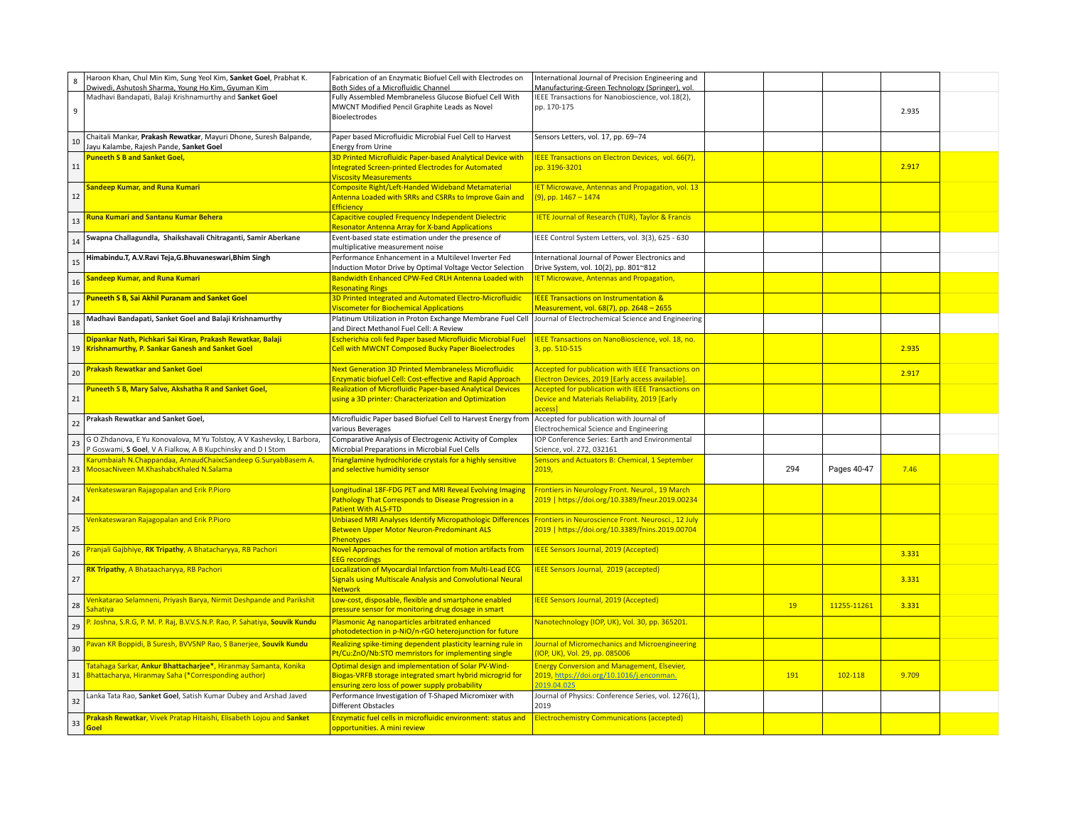| | | | | | | | | |
|---|---|---|---|---|---|---|---|---|
| 8 | Haroon Khan, Chul Min Kim, Sung Yeol Kim, **Sanket Goel**, Prabhat K. Dwivedi, Ashutosh Sharma, Young Ho Kim, Gyuman Kim | Fabrication of an Enzymatic Biofuel Cell with Electrodes on Both Sides of a Microfluidic Channel | International Journal of Precision Engineering and Manufacturing-Green Technology (Springer), vol. | | | | | |
| 9 | Madhavi Bandapati, Balaji Krishnamurthy and **Sanket Goel** | Fully Assembled Membraneless Glucose Biofuel Cell With MWCNT Modified Pencil Graphite Leads as Novel Bioelectrodes | IEEE Transactions for Nanobioscience, vol.18(2), pp. 170-175 | | | | 2.935 | |
| 10 | Chaitali Mankar, **Prakash Rewatkar**, Mayuri Dhone, Suresh Balpande, Jayu Kalambe, Rajesh Pande, **Sanket Goel** | Paper based Microfluidic Microbial Fuel Cell to Harvest Energy from Urine | Sensors Letters, vol. 17, pp. 69–74 | | | | | |
| 11 | **Puneeth S B and Sanket Goel,** | 3D Printed Microfluidic Paper-based Analytical Device with Integrated Screen-printed Electrodes for Automated Viscosity Measurements | IEEE Transactions on Electron Devices, vol. 66(7), pp. 3196-3201 | | | | 2.917 | |
| 12 | **Sandeep Kumar, and Runa Kumari** | Composite Right/Left-Handed Wideband Metamaterial Antenna Loaded with SRRs and CSRRs to Improve Gain and Efficiency | IET Microwave, Antennas and Propagation, vol. 13 (9), pp. 1467 – 1474 | | | | | |
| 13 | **Runa Kumari and Santanu Kumar Behera** | Capacitive coupled Frequency Independent Dielectric Resonator Antenna Array for X-band Applications | IETE Journal of Research (TIJR), Taylor & Francis | | | | | |
| 14 | **Swapna Challagundla, Shaikshavali Chitraganti, Samir Aberkane** | Event-based state estimation under the presence of multiplicative measurement noise | IEEE Control System Letters, vol. 3(3), 625 - 630 | | | | | |
| 15 | **Himabindu.T, A.V.Ravi Teja,G.Bhuvaneswari,Bhim Singh** | Performance Enhancement in a Multilevel Inverter Fed Induction Motor Drive by Optimal Voltage Vector Selection | International Journal of Power Electronics and Drive System, vol. 10(2), pp. 801~812 | | | | | |
| 16 | **Sandeep Kumar, and Runa Kumari** | Bandwidth Enhanced CPW-Fed CRLH Antenna Loaded with Resonating Rings | IET Microwave, Antennas and Propagation, | | | | | |
| 17 | **Puneeth S B, Sai Akhil Puranam and Sanket Goel** | 3D Printed Integrated and Automated Electro-Microfluidic Viscometer for Biochemical Applications | IEEE Transactions on Instrumentation & Measurement, vol. 68(7), pp. 2648 – 2655 | | | | | |
| 18 | **Madhavi Bandapati, Sanket Goel and Balaji Krishnamurthy** | Platinum Utilization in Proton Exchange Membrane Fuel Cell and Direct Methanol Fuel Cell: A Review | Journal of Electrochemical Science and Engineering | | | | | |
| 19 | **Dipankar Nath, Pichkari Sai Kiran, Prakash Rewatkar, Balaji Krishnamurthy, P. Sankar Ganesh and Sanket Goel** | Escherichia coli fed Paper based Microfluidic Microbial Fuel Cell with MWCNT Composed Bucky Paper Bioelectrodes | IEEE Transactions on NanoBioscience, vol. 18, no. 3, pp. 510-515 | | | | 2.935 | |
| 20 | **Prakash Rewatkar and Sanket Goel** | Next Generation 3D Printed Membraneless Microfluidic Enzymatic biofuel Cell: Cost-effective and Rapid Approach | Accepted for publication with IEEE Transactions on Electron Devices, 2019 [Early access available]. | | | | 2.917 | |
| 21 | **Puneeth S B, Mary Salve, Akshatha R and Sanket Goel,** | Realization of Microfluidic Paper-based Analytical Devices using a 3D printer: Characterization and Optimization | Accepted for publication with IEEE Transactions on Device and Materials Reliability, 2019 [Early access] | | | | | |
| 22 | **Prakash Rewatkar and Sanket Goel,** | Microfluidic Paper based Biofuel Cell to Harvest Energy from various Beverages | Accepted for publication with Journal of Electrochemical Science and Engineering | | | | | |
| 23 | G O Zhdanova, E Yu Konovalova, M Yu Tolstoy, A V Kashevsky, L Barbora, P Goswami, **S Goel**, V A Fialkow, A B Kupchinsky and D I Stom | Comparative Analysis of Electrogenic Activity of Complex Microbial Preparations in Microbial Fuel Cells | IOP Conference Series: Earth and Environmental Science, vol. 272, 032161 | | | | | |
| 23 | Karumbaiah N.Chappandaa, ArnaudChaixcSandeep G.SuryabBasem A. MoosacNiveen M.KhashabcKhaled N.Salama | Trianglamine hydrochloride crystals for a highly sensitive and selective humidity sensor | Sensors and Actuators B: Chemical, 1 September 2019, | | 294 | Pages 40-47 | 7.46 | |
| 24 | Venkateswaran Rajagopalan and Erik P.Pioro | Longitudinal 18F-FDG PET and MRI Reveal Evolving Imaging Pathology That Corresponds to Disease Progression in a Patient With ALS-FTD | Frontiers in Neurology Front. Neurol., 19 March 2019 \| https://doi.org/10.3389/fneur.2019.00234 | | | | | |
| 25 | Venkateswaran Rajagopalan and Erik P.Pioro | Unbiased MRI Analyses Identify Micropathologic Differences Between Upper Motor Neuron-Predominant ALS Phenotypes | Frontiers in Neuroscience Front. Neurosci., 12 July 2019 \| https://doi.org/10.3389/fnins.2019.00704 | | | | | |
| 26 | Pranjali Gajbhiye, **RK Tripathy**, A Bhatacharyya, RB Pachori | Novel Approaches for the removal of motion artifacts from EEG recordings | IEEE Sensors Journal, 2019 (Accepted) | | | | 3.331 | |
| 27 | **RK Tripathy**, A Bhataacharyya, RB Pachori | Localization of Myocardial Infarction from Multi-Lead ECG Signals using Multiscale Analysis and Convolutional Neural Network | IEEE Sensors Journal, 2019 (accepted) | | | | 3.331 | |
| 28 | Venkatarao Selamneni, Priyash Barya, Nirmit Deshpande and Parikshit Sahatiya | Low-cost, disposable, flexible and smartphone enabled pressure sensor for monitoring drug dosage in smart | IEEE Sensors Journal, 2019 (Accepted) | | 19 | 11255-11261 | 3.331 | |
| 29 | P. Joshna, S.R.G, P. M. P. Raj, B.V.V.S.N.P. Rao, P. Sahatiya, **Souvik Kundu** | Plasmonic Ag nanoparticles arbitrated enhanced photodetection in p-NiO/n-rGO heterojunction for future | Nanotechnology (IOP, UK), Vol. 30, pp. 365201. | | | | | |
| 30 | Pavan KR Boppidi, B Suresh, BVVSNP Rao, S Banerjee, **Souvik Kundu** | Realizing spike-timing dependent plasticity learning rule in Pt/Cu:ZnO/Nb:STO memristors for implementing single | Journal of Micromechanics and Microengineering (IOP, UK), Vol. 29, pp. 085006 | | | | | |
| 31 | Tatahaga Sarkar, **Ankur Bhattacharjee***, Hiranmay Samanta, Konika Bhattacharya, Hiranmay Saha (*Corresponding author) | Optimal design and implementation of Solar PV-Wind-Biogas-VRFB storage integrated smart hybrid microgrid for ensuring zero loss of power supply probability | Energy Conversion and Management, Elsevier, 2019, https://doi.org/10.1016/j.enconman.2019.04.025 | | 191 | 102-118 | 9.709 | |
| 32 | Lanka Tata Rao, **Sanket Goel**, Satish Kumar Dubey and Arshad Javed | Performance Investigation of T-Shaped Micromixer with Different Obstacles | Journal of Physics: Conference Series, vol. 1276(1), 2019 | | | | | |
| 33 | **Prakash Rewatkar**, Vivek Pratap Hitaishi, Elisabeth Lojou and **Sanket Goel** | Enzymatic fuel cells in microfluidic environment: status and opportunities. A mini review | Electrochemistry Communications (accepted) | | | | | |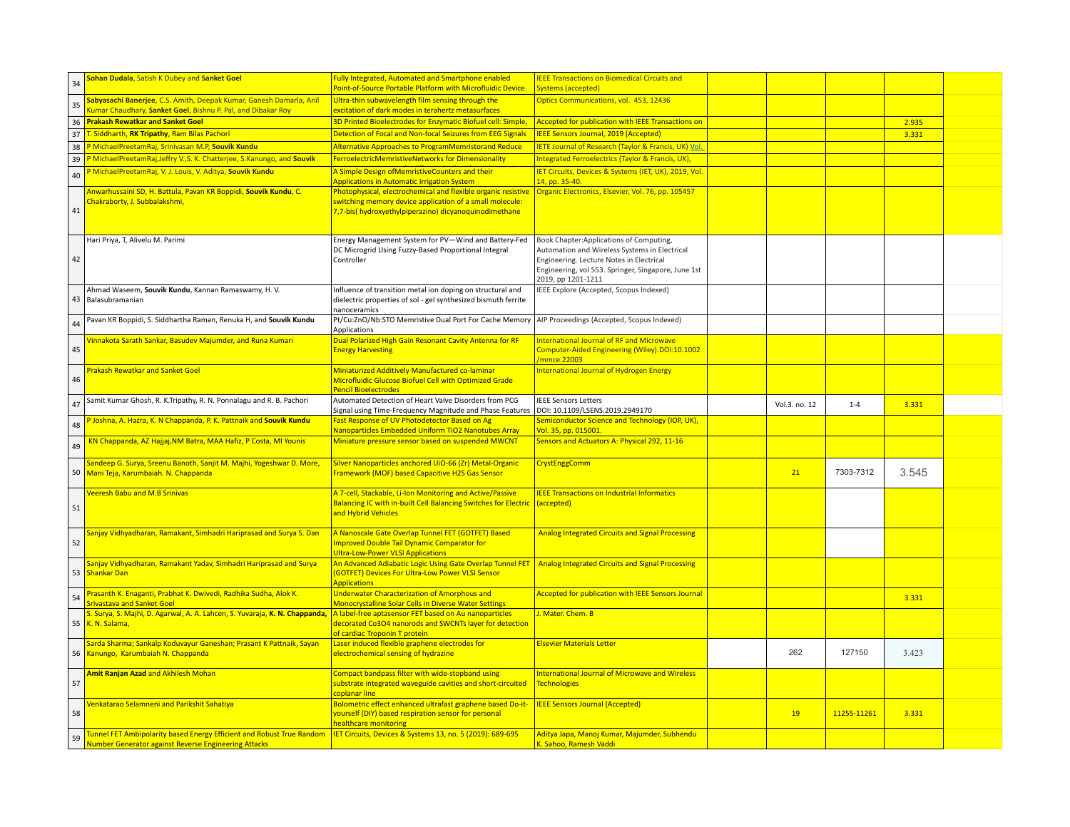| | | | | | | | | |
|---|---|---|---|---|---|---|---|---|
| 34 | **Sohan Dudala**, Satish K Dubey and **Sanket Goel** | Fully Integrated, Automated and Smartphone enabled Point-of-Source Portable Platform with Microfluidic Device | IEEE Transactions on Biomedical Circuits and Systems (accepted) | | | | | |
| 35 | **Sabyasachi Banerjee**, C.S. Amith, Deepak Kumar, Ganesh Damarla, Anil Kumar Chaudhary, **Sanket Goel**, Bishnu P. Pal, and Dibakar Roy | Ultra-thin subwavelength film sensing through the excitation of dark modes in terahertz metasurfaces | Optics Communications, vol. 453, 12436 | | | | | |
| 36 | **Prakash Rewatkar and Sanket Goel** | 3D Printed Bioelectrodes for Enzymatic Biofuel cell: Simple, | Accepted for publication with IEEE Transactions on | | | | 2.935 | |
| 37 | T. Siddharth, **RK Tripathy**, Ram Bilas Pachori | Detection of Focal and Non-focal Seizures from EEG Signals | IEEE Sensors Journal, 2019 (Accepted) | | | | 3.331 | |
| 38 | P MichaelPreetamRaj, Srinivasan M.P, **Souvik Kundu** | Alternative Approaches to ProgramMemristorand Reduce | IETE Journal of Research (Taylor & Francis, UK) Vol. | | | | | |
| 39 | P MichaelPreetamRaj,Jeffry V.,S. K. Chatterjee, S.Kanungo, and **Souvik** | FerroelectricMemristiveNetworks for Dimensionality | Integrated Ferroelectrics (Taylor & Francis, UK), | | | | | |
| 40 | P MichaelPreetamRaj, V. J. Louis, V. Aditya, **Souvik Kundu** | A Simple Design ofMemristiveCounters and their Applications in Automatic Irrigation System | IET Circuits, Devices & Systems (IET, UK), 2019, Vol. 14, pp. 35-40. | | | | | |
| 41 | Anwarhussaini SD, H. Battula, Pavan KR Boppidi, **Souvik Kundu**, C. Chakraborty, J. Subbalakshmi, | Photophysical, electrochemical and flexible organic resistive switching memory device application of a small molecule: 7,7-bis( hydroxyethylpiperazino) dicyanoquinodimethane | Organic Electronics, Elsevier, Vol. 76, pp. 105457 | | | | | |
| 42 | Hari Priya, T, Alivelu M. Parimi | Energy Management System for PV—Wind and Battery-Fed DC Microgrid Using Fuzzy-Based Proportional Integral Controller | Book Chapter:Applications of Computing, Automation and Wireless Systems in Electrical Engineering. Lecture Notes in Electrical Engineering, vol 553. Springer, Singapore, June 1st 2019, pp 1201-1211 | | | | | |
| 43 | Ahmad Waseem, **Souvik Kundu**, Kannan Ramaswamy, H. V. Balasubramanian | Influence of transition metal ion doping on structural and dielectric properties of sol - gel synthesized bismuth ferrite nanoceramics | IEEE Explore (Accepted, Scopus Indexed) | | | | | |
| 44 | Pavan KR Boppidi, S. Siddhartha Raman, Renuka H, and **Souvik Kundu** | Pt/Cu:ZnO/Nb:STO Memristive Dual Port For Cache Memory Applications | AIP Proceedings (Accepted, Scopus Indexed) | | | | | |
| 45 | Vinnakota Sarath Sankar, Basudev Majumder, and Runa Kumari | Dual Polarized High Gain Resonant Cavity Antenna for RF Energy Harvesting | International Journal of RF and Microwave Computer-Aided Engineering (Wiley).DOI:10.1002/mmce.22003 | | | | | |
| 46 | Prakash Rewatkar and Sanket Goel | Miniaturized Additively Manufactured co-laminar Microfluidic Glucose Biofuel Cell with Optimized Grade Pencil Bioelectrodes | International Journal of Hydrogen Energy | | | | | |
| 47 | Samit Kumar Ghosh, R. K.Tripathy, R. N. Ponnalagu and R. B. Pachori | Automated Detection of Heart Valve Disorders from PCG Signal using Time-Frequency Magnitude and Phase Features | IEEE Sensors Letters DOI: 10.1109/LSENS.2019.2949170 | | Vol.3. no. 12 | 1-4 | 3.331 | |
| 48 | P Joshna, A. Hazra, K. N Chappanda, P. K. Pattnaik and **Souvik Kundu** | Fast Response of UV Photodetector Based on Ag Nanoparticles Embedded Uniform TiO2 Nanotubes Array | Semiconductor Science and Technology (IOP, UK), Vol. 35, pp. 015001. | | | | | |
| 49 | KN Chappanda, AZ Hajjaj,NM Batra, MAA Hafiz, P Costa, MI Younis | Miniature pressure sensor based on suspended MWCNT | Sensors and Actuators A: Physical 292, 11-16 | | | | | |
| 50 | Sandeep G. Surya, Sreenu Banoth, Sanjit M. Majhi, Yogeshwar D. More, Mani Teja, Karumbaiah. N. Chappanda | Silver Nanoparticles anchored UiO-66 (Zr) Metal-Organic Framework (MOF) based Capacitive H2S Gas Sensor | CrystEnggComm | | 21 | 7303-7312 | 3.545 | |
| 51 | Veeresh Babu and M.B Srinivas | A 7-cell, Stackable, Li-Ion Monitoring and Active/Passive Balancing IC with in-built Cell Balancing Switches for Electric and Hybrid Vehicles | IEEE Transactions on Industrial Informatics (accepted) | | | | | |
| 52 | Sanjay Vidhyadharan, Ramakant, Simhadri Hariprasad and Surya S. Dan | A Nanoscale Gate Overlap Tunnel FET (GOTFET) Based Improved Double Tail Dynamic Comparator for Ultra-Low-Power VLSI Applications | Analog Integrated Circuits and Signal Processing | | | | | |
| 53 | Sanjay Vidhyadharan, Ramakant Yadav, Simhadri Hariprasad and Surya Shankar Dan | An Advanced Adiabatic Logic Using Gate Overlap Tunnel FET (GOTFET) Devices For Ultra-Low Power VLSI Sensor Applications | Analog Integrated Circuits and Signal Processing | | | | | |
| 54 | Prasanth K. Enaganti, Prabhat K. Dwivedi, Radhika Sudha, Alok K. Srivastava and Sanket Goel | Underwater Characterization of Amorphous and Monocrystalline Solar Cells in Diverse Water Settings | Accepted for publication with IEEE Sensors Journal | | | | 3.331 | |
| 55 | S. Surya, S. Majhi, D. Agarwal, A. A. Lahcen, S. Yuvaraja, **K. N. Chappanda**, K. N. Salama, | A label-free aptasensor FET based on Au nanoparticles decorated Co3O4 nanorods and SWCNTs layer for detection of cardiac Troponin T protein | J. Mater. Chem. B | | | | | |
| 56 | Sarda Sharma; Sankalp Koduvayur Ganeshan; Prasant K Pattnaik, Sayan Kanungo, Karumbaiah N. Chappanda | Laser induced flexible graphene electrodes for electrochemical sensing of hydrazine | Elsevier Materials Letter | | 262 | 127150 | 3.423 | |
| 57 | **Amit Ranjan Azad** and Akhilesh Mohan | Compact bandpass filter with wide-stopband using substrate integrated waveguide cavities and short-circuited coplanar line | International Journal of Microwave and Wireless Technologies | | | | | |
| 58 | Venkatarao Selamneni and Parikshit Sahatiya | Bolometric effect enhanced ultrafast graphene based Do-it-yourself (DIY) based respiration sensor for personal healthcare monitoring | IEEE Sensors Journal (Accepted) | | 19 | 11255-11261 | 3.331 | |
| 59 | Tunnel FET Ambipolarity based Energy Efficient and Robust True Random Number Generator against Reverse Engineering Attacks | IET Circuits, Devices & Systems 13, no. 5 (2019): 689-695 | Aditya Japa, Manoj Kumar, Majumder, Subhendu K. Sahoo, Ramesh Vaddi | | | | | |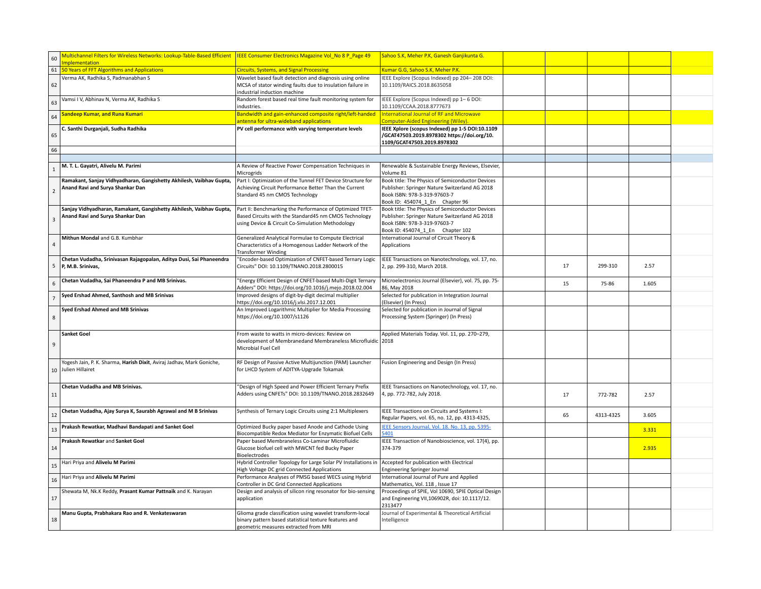| | | | | | | | | |
|---|---|---|---|---|---|---|---|---|
| 60 | Multichannel Filters for Wireless Networks: Lookup-Table-Based Efficient Implementation | IEEE Consumer Electronics Magazine Vol_No 8 P_Page 49 | Sahoo S.K, Meher P.K, Ganesh Ganjikunta G. | | | | | |
| 61 | 50 Years of FFT Algorithms and Applications | Circuits, Systems, and Signal Processing | Kumar G.G, Sahoo S.K, Meher P.K. | | | | | |
| 62 | Verma AK, Radhika S, Padmanabhan S | Wavelet based fault detection and diagnosis using online MCSA of stator winding faults due to insulation failure in industrial induction machine | IEEE Explore (Scopus Indexed) pp 204– 208 DOI: 10.1109/RAICS.2018.8635058 | | | | | |
| 63 | Vamsi I V, Abhinav N, Verma AK, Radhika S | Random forest based real time fault monitoring system for industries. | IEEE Explore (Scopus Indexed) pp 1– 6 DOI: 10.1109/CCAA.2018.8777673 | | | | | |
| 64 | Sandeep Kumar, and Runa Kumari | Bandwidth and gain-enhanced composite right/left-handed antenna for ultra-wideband applications | International Journal of RF and Microwave Computer-Aided Engineering (Wiley). | | | | | |
| 65 | **C. Santhi Durganjali, Sudha Radhika** | **PV cell performance with varying temperature levels** | **IEEE Xplore (scopus Indexed) pp 1-5 DOI:10.1109 /GCAT47503.2019.8978302 https://doi.org/10. 1109/GCAT47503.2019.8978302** | | | | | |
| 66 | | | | | | | | |
| | | | | | | | | |
| 1 | **M. T. L. Gayatri, Alivelu M. Parimi** | A Review of Reactive Power Compensation Techniques in Microgrids | Renewable & Sustainable Energy Reviews, Elsevier, Volume 81 | | | | | |
| 2 | **Ramakant, Sanjay Vidhyadharan, Gangishetty Akhilesh, Vaibhav Gupta, Anand Ravi and Surya Shankar Dan** | Part I: Optimization of the Tunnel FET Device Structure for Achieving Circuit Performance Better Than the Current Standard 45 nm CMOS Technology | Book title: The Physics of Semiconductor Devices Publisher: Springer Nature Switzerland AG 2018 Book ISBN: 978-3-319-97603-7 Book ID: 454074_1_En Chapter 96 | | | | | |
| 3 | **Sanjay Vidhyadharan, Ramakant, Gangishetty Akhilesh, Vaibhav Gupta, Anand Ravi and Surya Shankar Dan** | Part II: Benchmarking the Performance of Optimized TFET-Based Circuits with the Standard45 nm CMOS Technology using Device & Circuit Co-Simulation Methodology | Book title: The Physics of Semiconductor Devices Publisher: Springer Nature Switzerland AG 2018 Book ISBN: 978-3-319-97603-7 Book ID: 454074_1_En Chapter 102 | | | | | |
| 4 | **Mithun Mondal** and G.B. Kumbhar | Generalized Analytical Formulae to Compute Electrical Characteristics of a Homogenous Ladder Network of the Transformer Winding | International Journal of Circuit Theory & Applications | | | | | |
| 5 | **Chetan Vudadha, Srinivasan Rajagopalan, Aditya Dusi, Sai Phaneendra P, M.B. Srinivas,** | "Encoder-based Optimization of CNFET-based Ternary Logic Circuits" DOI: 10.1109/TNANO.2018.2800015 | IEEE Transactions on Nanotechnology, vol. 17, no. 2, pp. 299-310, March 2018. | | 17 | 299-310 | 2.57 | |
| 6 | **Chetan Vudadha, Sai Phaneendra P and MB Srinivas.** | "Energy Efficient Design of CNFET-based Multi-Digit Ternary Adders" DOI: https://doi.org/10.1016/j.mejo.2018.02.004 | Microelectronics Journal (Elsevier), vol. 75, pp. 75-86, May 2018 | | 15 | 75-86 | 1.605 | |
| 7 | **Syed Ershad Ahmed, Santhosh and MB Srinivas** | Improved designs of digit-by-digit decimal multiplier https://doi.org/10.1016/j.vlsi.2017.12.001 | Selected for publication in Integration Journal (Elsevier) (In Press) | | | | | |
| 8 | **Syed Ershad Ahmed and MB Srinivas** | An Improved Logarithmic Multiplier for Media Processing https://doi.org/10.1007/s1126 | Selected for publication in Journal of Signal Processing System (Springer) (In Press) | | | | | |
| 9 | **Sanket Goel** | From waste to watts in micro-devices: Review on development of Membranedand Membraneless Microfluidic Microbial Fuel Cell | Applied Materials Today. Vol. 11, pp. 270–279, 2018 | | | | | |
| 10 | Yogesh Jain, P. K. Sharma, **Harish Dixit**, Aviraj Jadhav, Mark Goniche, Julien Hillairet | RF Design of Passive Active Multijunction (PAM) Launcher for LHCD System of ADITYA-Upgrade Tokamak | Fusion Engineering and Design (In Press) | | | | | |
| 11 | **Chetan Vudadha and MB Srinivas.** | "Design of High Speed and Power Efficient Ternary Prefix Adders using CNFETs" DOI: 10.1109/TNANO.2018.2832649 | IEEE Transactions on Nanotechnology, vol. 17, no. 4, pp. 772-782, July 2018. | | 17 | 772-782 | 2.57 | |
| 12 | **Chetan Vudadha, Ajay Surya K, Saurabh Agrawal and M B Srinivas** | Synthesis of Ternary Logic Circuits using 2:1 Multiplexers | IEEE Transactions on Circuits and Systems I: Regular Papers, vol. 65, no. 12, pp. 4313-4325, | | 65 | 4313-4325 | 3.605 | |
| 13 | **Prakash Rewatkar, Madhavi Bandapati and Sanket Goel** | Optimized Bucky paper based Anode and Cathode Using Biocompatible Redox Mediator for Enzymatic Biofuel Cells | IEEE Sensors Journal, Vol. 18, No. 13, pp. 5395-5401 | | | | 3.331 | |
| 14 | **Prakash Rewatkar** and **Sanket Goel** | Paper based Membraneless Co-Laminar Microfluidic Glucose biofuel cell with MWCNT fed Bucky Paper Bioelectrodes | IEEE Transaction of Nanobioscience, vol. 17(4), pp. 374-379 | | | | 2.935 | |
| 15 | Hari Priya and **Alivelu M Parimi** | Hybrid Controller Topology for Large Solar PV Installations in High Voltage DC grid Connected Applications | Accepted for publication with Electrical Engineering Springer Journal | | | | | |
| 16 | Hari Priya and **Alivelu M Parimi** | Performance Analyses of PMSG based WECS using Hybrid Controller in DC Grid Connected Applications | International Journal of Pure and Applied Mathematics, Vol. 118 , Issue 17 | | | | | |
| 17 | Shewata M, Nk.K Reddy, **Prasant Kumar Pattnaik** and K. Narayan | Design and analysis of silicon ring resonator for bio-sensing application | Proceedings of SPIE, Vol 10690, SPIE Optical Design and Engineering VII,106902R, doi: 10.1117/12. 2313477 | | | | | |
| 18 | **Manu Gupta, Prabhakara Rao and R. Venkateswaran** | Glioma grade classification using wavelet transform-local binary pattern based statistical texture features and geometric measures extracted from MRI | Journal of Experimental & Theoretical Artificial Intelligence | | | | | |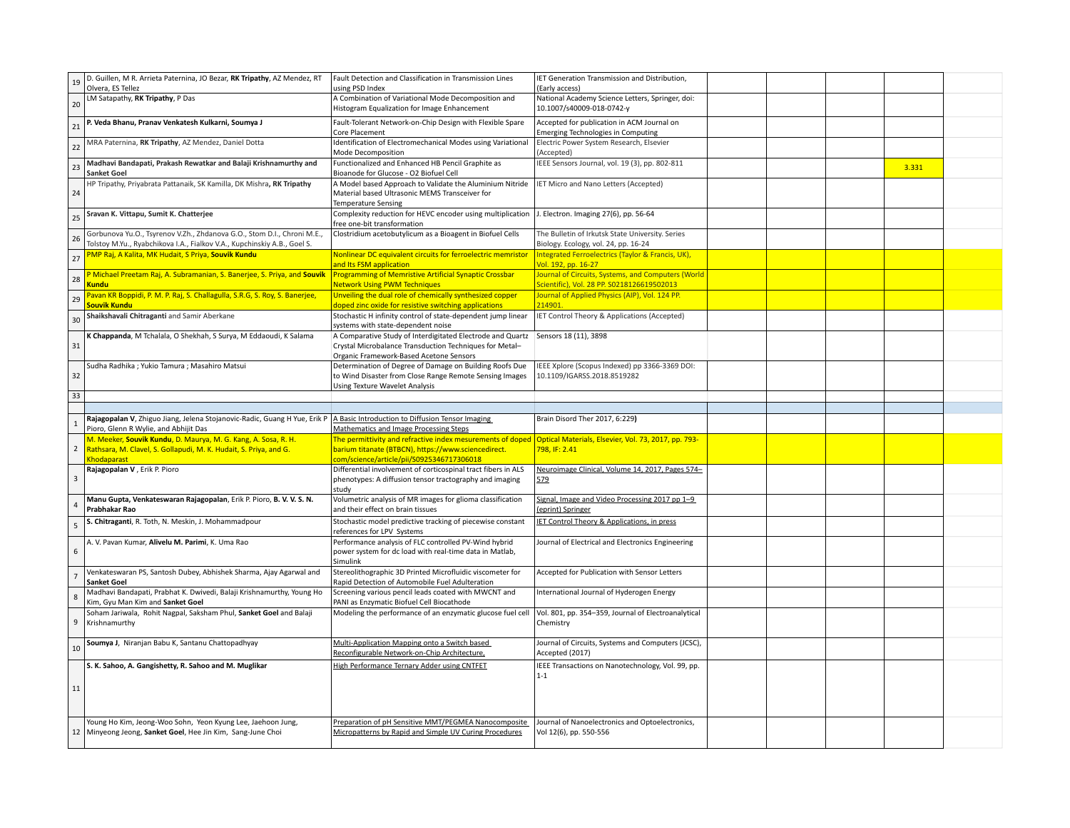| | | | | | | | | |
|---|---|---|---|---|---|---|---|---|
| 19 | D. Guillen, M R. Arrieta Paternina, JO Bezar, **RK Tripathy**, AZ Mendez, RT Olvera, ES Tellez | Fault Detection and Classification in Transmission Lines using PSD Index | IET Generation Transmission and Distribution, (Early access) | | | | | |
| 20 | LM Satapathy, **RK Tripathy**, P Das | A Combination of Variational Mode Decomposition and Histogram Equalization for Image Enhancement | National Academy Science Letters, Springer, doi: 10.1007/s40009-018-0742-y | | | | | |
| 21 | **P. Veda Bhanu, Pranav Venkatesh Kulkarni, Soumya J** | Fault-Tolerant Network-on-Chip Design with Flexible Spare Core Placement | Accepted for publication in ACM Journal on Emerging Technologies in Computing | | | | | |
| 22 | MRA Paternina, **RK Tripathy**, AZ Mendez, Daniel Dotta | Identification of Electromechanical Modes using Variational Mode Decomposition | Electric Power System Research, Elsevier (Accepted) | | | | | |
| 23 | **Madhavi Bandapati, Prakash Rewatkar and Balaji Krishnamurthy and Sanket Goel** | Functionalized and Enhanced HB Pencil Graphite as Bioanode for Glucose - O2 Biofuel Cell | IEEE Sensors Journal, vol. 19 (3), pp. 802-811 | | | | 3.331 | |
| 24 | HP Tripathy, Priyabrata Pattanaik, SK Kamilla, DK Mishra, **RK Tripathy** | A Model based Approach to Validate the Aluminium Nitride Material based Ultrasonic MEMS Transceiver for Temperature Sensing | IET Micro and Nano Letters (Accepted) | | | | | |
| 25 | **Sravan K. Vittapu, Sumit K. Chatterjee** | Complexity reduction for HEVC encoder using multiplication free one-bit transformation | J. Electron. Imaging 27(6), pp. 56-64 | | | | | |
| 26 | Gorbunova Yu.O., Tsyrenov V.Zh., Zhdanova G.O., Stom D.I., Chroni M.E., Tolstoy M.Yu., Ryabchikova I.A., Fialkov V.A., Kupchinskiy A.B., Goel S. | Clostridium acetobutylicum as a Bioagent in Biofuel Cells | The Bulletin of Irkutsk State University. Series Biology. Ecology, vol. 24, pp. 16-24 | | | | | |
| 27 | PMP Raj, A Kalita, MK Hudait, S Priya, **Souvik Kundu** | Nonlinear DC equivalent circuits for ferroelectric memristor and Its FSM application | Integrated Ferroelectrics (Taylor & Francis, UK), Vol. 192, pp. 16-27 | | | | | |
| 28 | P Michael Preetam Raj, A. Subramanian, S. Banerjee, S. Priya, and **Souvik Kundu** | Programming of Memristive Artificial Synaptic Crossbar Network Using PWM Techniques | Journal of Circuits, Systems, and Computers (World Scientific), Vol. 28 PP. S0218126619502013 | | | | | |
| 29 | Pavan KR Boppidi, P. M. P. Raj, S. Challagulla, S.R.G, S. Roy, S. Banerjee, **Souvik Kundu** | Unveiling the dual role of chemically synthesized copper doped zinc oxide for resistive switching applications | Journal of Applied Physics (AIP), Vol. 124 PP. 214901. | | | | | |
| 30 | **Shaikshavali Chitraganti** and Samir Aberkane | Stochastic H infinity control of state-dependent jump linear systems with state-dependent noise | IET Control Theory & Applications (Accepted) | | | | | |
| 31 | **K Chappanda**, M Tchalala, O Shekhah, S Surya, M Eddaoudi, K Salama | A Comparative Study of Interdigitated Electrode and Quartz Crystal Microbalance Transduction Techniques for Metal–Organic Framework-Based Acetone Sensors | Sensors 18 (11), 3898 | | | | | |
| 32 | Sudha Radhika ; Yukio Tamura ; Masahiro Matsui | Determination of Degree of Damage on Building Roofs Due to Wind Disaster from Close Range Remote Sensing Images Using Texture Wavelet Analysis | IEEE Xplore (Scopus Indexed) pp 3366-3369 DOI: 10.1109/IGARSS.2018.8519282 | | | | | |
| 33 | | | | | | | | |
| | | | | | | | | |
| 1 | **Rajagopalan V**, Zhiguo Jiang, Jelena Stojanovic-Radic, Guang H Yue, Erik P Pioro, Glenn R Wylie, and Abhijit Das | A Basic Introduction to Diffusion Tensor Imaging Mathematics and Image Processing Steps | Brain Disord Ther 2017, 6:229**)** | | | | | |
| 2 | M. Meeker, **Souvik Kundu**, D. Maurya, M. G. Kang, A. Sosa, R. H. Rathsara, M. Clavel, S. Gollapudi, M. K. Hudait, S. Priya, and G. Khodaparast | The permittivity and refractive index mesurements of doped barium titanate (BTBCN), https://www.sciencedirect.com/science/article/pii/S0925346717306018 | Optical Materials, Elsevier, Vol. 73, 2017, pp. 793-798, IF: 2.41 | | | | | |
| 3 | **Rajagopalan V** , Erik P. Pioro | Differential involvement of corticospinal tract fibers in ALS phenotypes: A diffusion tensor tractography and imaging study | Neuroimage Clinical, Volume 14, 2017, Pages 574–579 | | | | | |
| 4 | **Manu Gupta, Venkateswaran Rajagopalan**, Erik P. Pioro, **B. V. V. S. N. Prabhakar Rao** | Volumetric analysis of MR images for glioma classification and their effect on brain tissues | Signal, Image and Video Processing 2017 pp 1–9 (eprint) Springer | | | | | |
| 5 | **S. Chitraganti**, R. Toth, N. Meskin, J. Mohammadpour | Stochastic model predictive tracking of piecewise constant references for LPV Systems | IET Control Theory & Applications, in press | | | | | |
| 6 | A. V. Pavan Kumar, **Alivelu M. Parimi**, K. Uma Rao | Performance analysis of FLC controlled PV-Wind hybrid power system for dc load with real-time data in Matlab, Simulink | Journal of Electrical and Electronics Engineering | | | | | |
| 7 | Venkateswaran PS, Santosh Dubey, Abhishek Sharma, Ajay Agarwal and **Sanket Goel** | Stereolithographic 3D Printed Microfluidic viscometer for Rapid Detection of Automobile Fuel Adulteration | Accepted for Publication with Sensor Letters | | | | | |
| 8 | Madhavi Bandapati, Prabhat K. Dwivedi, Balaji Krishnamurthy, Young Ho Kim, Gyu Man Kim and **Sanket Goel** | Screening various pencil leads coated with MWCNT and PANI as Enzymatic Biofuel Cell Biocathode | International Journal of Hyderogen Energy | | | | | |
| 9 | Soham Jariwala, Rohit Nagpal, Saksham Phul, **Sanket Goel** and Balaji Krishnamurthy | Modeling the performance of an enzymatic glucose fuel cell | Vol. 801, pp. 354–359, Journal of Electroanalytical Chemistry | | | | | |
| 10 | **Soumya J**, Niranjan Babu K, Santanu Chattopadhyay | Multi-Application Mapping onto a Switch based Reconfigurable Network-on-Chip Architecture, | Journal of Circuits, Systems and Computers (JCSC), Accepted (2017) | | | | | |
| 11 | **S. K. Sahoo, A. Gangishetty, R. Sahoo and M. Muglikar** | High Performance Ternary Adder using CNTFET | IEEE Transactions on Nanotechnology, Vol. 99, pp. 1-1 | | | | | |
| 12 | Young Ho Kim, Jeong-Woo Sohn, Yeon Kyung Lee, Jaehoon Jung, Minyeong Jeong, **Sanket Goel**, Hee Jin Kim, Sang-June Choi | Preparation of pH Sensitive MMT/PEGMEA Nanocomposite Micropatterns by Rapid and Simple UV Curing Procedures | Journal of Nanoelectronics and Optoelectronics, Vol 12(6), pp. 550-556 | | | | | |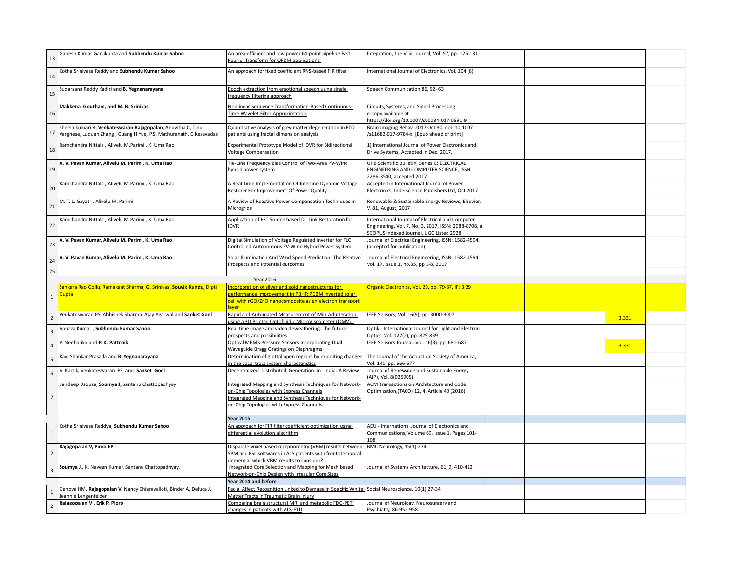| | | | | | | | | |
|---|---|---|---|---|---|---|---|---|
| 13 | Ganesh Kumar Ganjikunta and **Subhendu Kumar Sahoo** | An area-efficient and low-power 64-point pipeline Fast Fourier Transform for OFDM applications | Integration, the VLSI Journal, Vol. 57, pp. 125-131. | | | | | |
| 14 | Kotha Srinivasa Reddy and **Subhendu Kumar Sahoo** | An approach for fixed coefficient RNS-based FIR filter | International Journal of Electronics, Vol. 104 (8) | | | | | |
| 15 | Sudarsana Reddy Kadiri and **B. Yegnanarayana** | Epoch extraction from emotional speech using single frequency filtering approach | Speech Communication 86, 52–63 | | | | | |
| 16 | **Makkena, Goutham, and M. B. Srinivas** | Nonlinear Sequence Transformation-Based Continuous-Time Wavelet Filter Approximation. | Circuits, Systems, and Signal Processing e-copy available at https://doi.org/10.1007/s00034-017-0591-9 | | | | | |
| 17 | Sheela kumari R, **Venkateswaran Rajagopalan**, Anuvitha C, Tinu Varghese, Luduan Zhang , Guang H Yue, P.S. Mathuranath, C.Kesavadas | Quantitative analysis of grey matter degeneration in FTD patients using fractal dimension analysis | Brain Imaging Behav. 2017 Oct 30. doi: 10.1007/s11682-017-9784-x. [Epub ahead of print] | | | | | |
| 18 | Ramchandra Nittala , Alivelu M.Parimi , K. Uma Rao | Experimental Prototype Model of IDVR for Bidirectional Voltage Compensation | 1) International Journal of Power Electronics and Drive Systems, Accepted in Dec. 2017. | | | | | |
| 19 | **A. V. Pavan Kumar, Alivelu M. Parimi, K. Uma Rao** | Tie-Line Frequency Bias Control of Two-Area PV-Wind hybrid power system | UPB Scientific Bulletin, Series C: ELECTRICAL ENGINEERING AND COMPUTER SCIENCE, ISSN 2286-3540, accepted 2017 | | | | | |
| 20 | Ramchandra Nittala , Alivelu M.Parimi , K. Uma Rao | A Real Time Implementation Of Interline Dynamic Voltage Restorer For Improvement Of Power Quality | Accepted in International Journal of Power Electronics, Inderscience Publishers Ltd, Oct 2017 | | | | | |
| 21 | M. T. L. Gayatri, Alivelu M. Parimi | A Review of Reactive Power Compensation Techniques in Microgrids | Renewable & Sustainable Energy Reviews, Elsevier, V. 81, August, 2017 | | | | | |
| 22 | Ramchandra Nittala , Alivelu M.Parimi , K. Uma Rao | Application of PST Source based DC Link Restoration for IDVR | International Journal of Electrical and Computer Engineering, Vol. 7, No. 3, 2017, ISSN: 2088-8708, a SCOPUS indexed Journal, UGC Listed 2928 | | | | | |
| 23 | **A. V. Pavan Kumar, Alivelu M. Parimi, K. Uma Rao** | Digital Simulation of Voltage Regulated Inverter for FLC Controlled Autonomous PV-Wind Hybrid Power System | Journal of Electrical Engineering, ISSN: 1582-4594. (accepted for publication) | | | | | |
| 24 | **A. V. Pavan Kumar, Alivelu M. Parimi, K. Uma Rao** | Solar Illumination And Wind Speed Prediction: The Relative Prospects and Potential outcomes | Journal of Electrical Engineering, ISSN: 1582-4594 Vol. 17, issue.1, no.35, pp 1-8, 2017 | | | | | |
| 25 | | | | | | | | |
| | | Year 2016 | | | | | | |
| 1 | Sankara Rao Gollu, Ramakant Sharma, G. Srinivas, **Souvik Kundu,** Dipti Gupta | Incorporation of silver and gold nanostructures for performance improvement in P3HT: PCBM inverted solar cell with rGO/ZnO nanocomposite as an electron transport layer | Organic Electronics, Vol. 29, pp. 79-87, IF: 3.39 | | | | | |
| 2 | Venkateswaran PS, Abhishek Sharma, Ajay Agarwal and **Sanket Goel** | Rapid and Automated Measurement of Milk Adulteration using a 3D Printed Optofluidic MicroViscometer (OMV), | IEEE Sensors, Vol. 16(9), pp. 3000-3007 | | | | 3.331 | |
| 3 | Apurva Kumari, **Subhendu Kumar Sahoo** | Real time image and video deweathering: The future prospects and possibilities | Optik - International Journal for Light and Electron Optics, Vol. 127(2), pp. 829-839 | | | | | |
| 4 | V. Neeharika and **P. K. Pattnaik** | Optical MEMS Pressure Sensors Incorporating Dual Waveguide Bragg Gratings on Diaphragms | IEEE Sensors Journal, Vol. 16(3), pp. 681-687 | | | | 3.331 | |
| 5 | Ravi Shankar Prasada and **B. Yegnanarayana** | Determination of glottal open regions by exploiting changes in the vocal tract system characteristics | The Journal of the Acoustical Society of America, Vol. 140, pp. 666-677 | | | | | |
| 6 | A Kartik, Venkateswaran PS and **Sanket Goel** | Decentralized Distributed Generation in India: A Review | Journal of Renewable and Sustainable Energy (AIP), Vol. 8(025905) | | | | | |
| 7 | Sandeep Dsouza, **Soumya J,** Santanu Chattopadhyay | Integrated Mapping and Synthesis Techniques for Network-on-Chip Topologies with Express Channels Integrated Mapping and Synthesis Techniques for Network-on-Chip Topologies with Express Channels | ACM Transactions on Architecture and Code Optimization,(TACO) 12, 4, Article 40 (2016) | | | | | |
| | | **Year 2015** | | | | | | |
| 1 | Kotha Srinivasa Reddya, **Subhendu Kumar Sahoo** | An approach for FIR filter coefficient optimization using differential evolution algorithm | AEU - International Journal of Electronics and Communications, Volume 69, Issue 1, Pages 101-108 | | | | | |
| 2 | **Rajagopalan V,** Pioro EP | Disparate voxel based morphometry (VBM) results between SPM and FSL softwares in ALS patients with frontotemporal dementia: which VBM results to consider? | BMC Neurology, 15(1):274 | | | | | |
| 3 | **Soumya J.**, K. Naveen Kumar, Santanu Chattopadhyay, | Integrated Core Selection and Mapping for Mesh based Network-on-Chip Design with Irregular Core Sizes | Journal of Systems Architecture, 61, 9, 410-422 | | | | | |
| | | **Year 2014 and before** | | | | | | |
| 1 | Genova HM, **Rajagopalan V**, Nancy Chiaravalloti, Binder A, Deluca J, Jeannie Lengenfelder | Facial Affect Recognition Linked to Damage in Specific White Matter Tracts in Traumatic Brain Injury | Social Neuroscience, 10(1):27-34 | | | | | |
| 2 | **Rajagopalan V , Erik P. Pioro** | Comparing brain structural MRI and metabolic FDG-PET changes in patients with ALS-FTD | Journal of Neurology, Neurosurgery and Psychiatry, 86:952-958 | | | | | |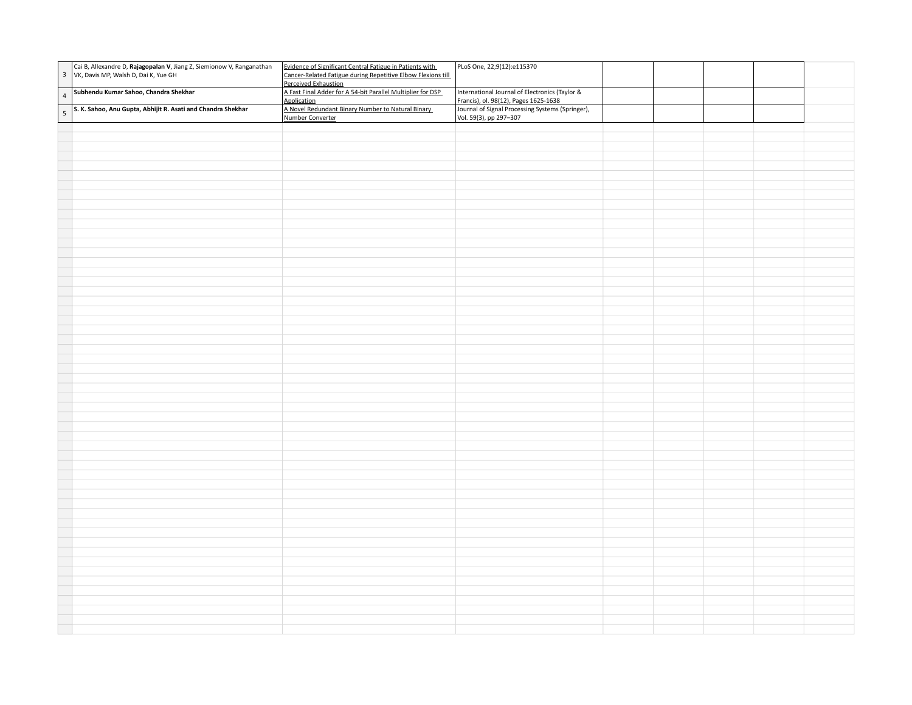| | | | | | | | | |
|---|---|---|---|---|---|---|---|---|
| 3 | Cai B, Allexandre D, **Rajagopalan V**, Jiang Z, Siemionow V, Ranganathan VK, Davis MP, Walsh D, Dai K, Yue GH | Evidence of Significant Central Fatigue in Patients with Cancer-Related Fatigue during Repetitive Elbow Flexions till Perceived Exhaustion | PLoS One, 22;9(12):e115370 | | | | | |
| 4 | **Subhendu Kumar Sahoo, Chandra Shekhar** | A Fast Final Adder for A 54-bit Parallel Multiplier for DSP Application | International Journal of Electronics (Taylor & Francis), ol. 98(12), Pages 1625-1638 | | | | | |
| 5 | **S. K. Sahoo, Anu Gupta, Abhijit R. Asati and Chandra Shekhar** | A Novel Redundant Binary Number to Natural Binary Number Converter | Journal of Signal Processing Systems (Springer), Vol. 59(3), pp 297–307 | | | | | |